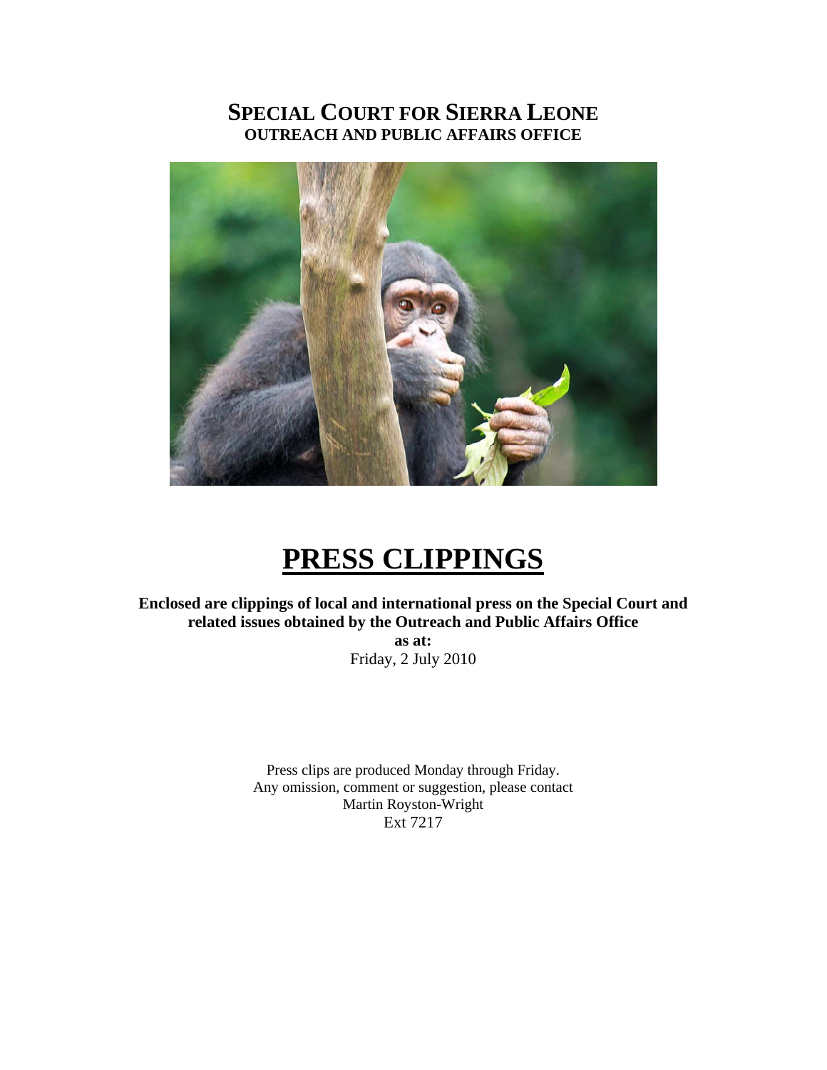# SPECIAL COURT FOR SIERRA LEONE

**OUTREACH AND PUBLIC AFFAIRS OFFICE**

# PRESS CLIPPINGS

**Enclosed are clippings of local and international press on the Special Court and related issues obtained by the Outreach and Public Affairs Office**

**as at:**

Friday, 2 July 2010

Press clips are produced Monday through Friday.
Any omission, comment or suggestion, please contact
Martin Royston-Wright
Ext 7217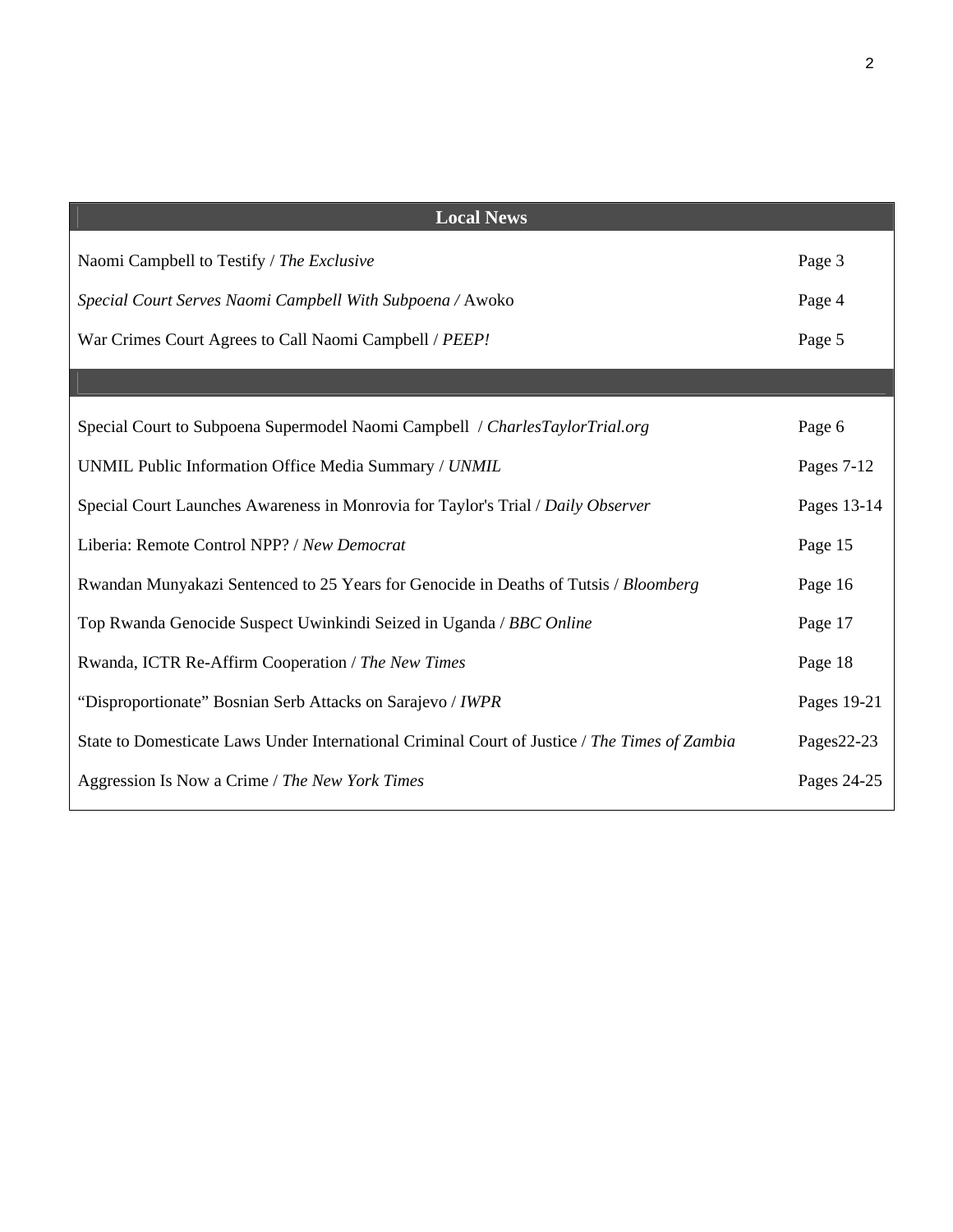| Local News | |
|---|---|
| Naomi Campbell to Testify / *The Exclusive* | Page 3 |
| *Special Court Serves Naomi Campbell With Subpoena /* Awoko | Page 4 |
| War Crimes Court Agrees to Call Naomi Campbell / *PEEP!* | Page 5 |
| | |
| Special Court to Subpoena Supermodel Naomi Campbell / *CharlesTaylorTrial.org* | Page 6 |
| UNMIL Public Information Office Media Summary / *UNMIL* | Pages 7-12 |
| Special Court Launches Awareness in Monrovia for Taylor's Trial / *Daily Observer* | Pages 13-14 |
| Liberia: Remote Control NPP? / *New Democrat* | Page 15 |
| Rwandan Munyakazi Sentenced to 25 Years for Genocide in Deaths of Tutsis / *Bloomberg* | Page 16 |
| Top Rwanda Genocide Suspect Uwinkindi Seized in Uganda / *BBC Online* | Page 17 |
| Rwanda, ICTR Re-Affirm Cooperation / *The New Times* | Page 18 |
| "Disproportionate" Bosnian Serb Attacks on Sarajevo / *IWPR* | Pages 19-21 |
| State to Domesticate Laws Under International Criminal Court of Justice / *The Times of Zambia* | Pages22-23 |
| Aggression Is Now a Crime / *The New York Times* | Pages 24-25 |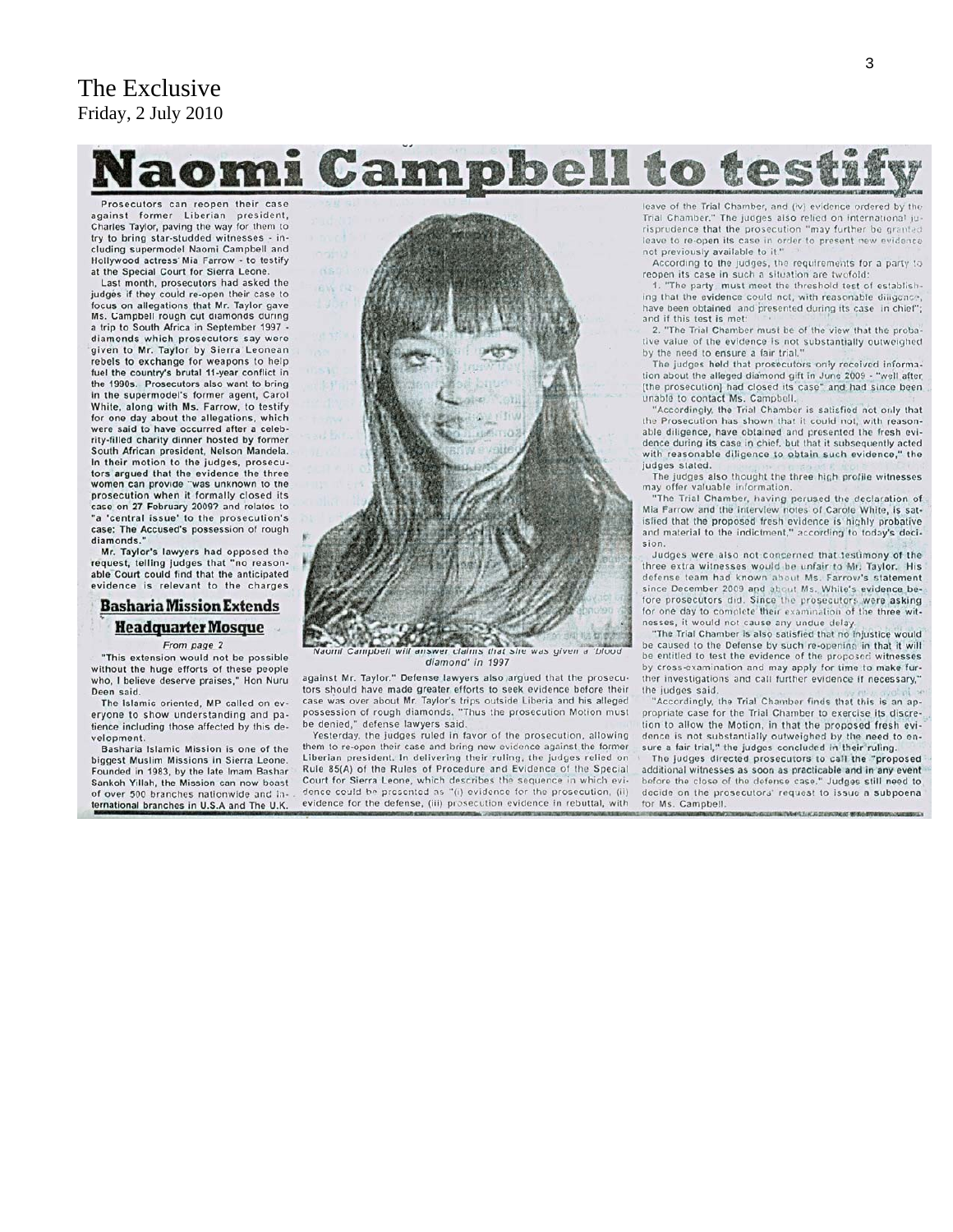The Exclusive
Friday, 2 July 2010

# Naomi Campbell to testify

Prosecutors can reopen their case against former Liberian president, Charles Taylor, paving the way for them to try to bring star-studded witnesses - including supermodel Naomi Campbell and Hollywood actress Mia Farrow - to testify at the Special Court for Sierra Leone.

Last month, prosecutors had asked the judges if they could re-open their case to focus on allegations that Mr. Taylor gave Ms. Campbell rough cut diamonds during a trip to South Africa in September 1997 - diamonds which prosecutors say were given to Mr. Taylor by Sierra Leonean rebels to exchange for weapons to help fuel the country's brutal 11-year conflict in the 1990s. Prosecutors also want to bring in the supermodel's former agent, Carol White, along with Ms. Farrow, to testify for one day about the allegations, which were said to have occurred after a celebrity-filled charity dinner hosted by former South African president, Nelson Mandela. In their motion to the judges, prosecutors argued that the evidence the three women can provide "was unknown to the prosecution when it formally closed its case on 27 February 2009? and relates to "a 'central issue' to the prosecution's case: The Accused's possession of rough diamonds."

Mr. Taylor's lawyers had opposed the request, telling judges that "no reasonable Court could find that the anticipated evidence is relevant to the charges against Mr. Taylor." Defense lawyers also argued that the prosecutors should have made greater efforts to seek evidence before their case was over about Mr. Taylor's trips outside Liberia and his alleged possession of rough diamonds. "Thus the prosecution Motion must be denied," defense lawyers said.

Yesterday, the judges ruled in favor of the prosecution, allowing them to re-open their case and bring new evidence against the former Liberian president. In delivering their ruling, the judges relied on Rule 85(A) of the Rules of Procedure and Evidence of the Special Court for Sierra Leone, which describes the sequence in which evidence could be presented as "(i) evidence for the prosecution, (ii) evidence for the defense, (iii) prosecution evidence in rebuttal, with leave of the Trial Chamber, and (v) evidence ordered by the Trial Chamber." The judges also relied on international jurisprudence that the prosecution "may further be granted leave to re-open its case in order to present new evidence not previously available to it."

According to the judges, the requirements for a party to reopen its case in such a situation are twofold:

1. "The party must meet the threshold test of establishing that the evidence could not, with reasonable diligence, have been obtained and presented during its case in chief"; and if this test is met:

2. "The Trial Chamber must be of the view that the probative value of the evidence is not substantially outweighed by the need to ensure a fair trial."

The judges held that prosecutors only received information about the alleged diamond gift in June 2009 - "well after [the prosecution] had closed its case" and had since been unable to contact Ms. Campbell.

"Accordingly, the Trial Chamber is satisfied not only that the Prosecution has shown that it could not, with reasonable diligence, have obtained and presented the fresh evidence during its case in chief, but that it subsequently acted with reasonable diligence to obtain such evidence," the judges stated.

The judges also thought the three high profile witnesses may offer valuable information.

"The Trial Chamber, having perused the declaration of Mia Farrow and the interview notes of Carole White, is satisfied that the proposed fresh evidence is highly probative and material to the indictment," according to today's decision.

Judges were also not concerned that testimony of the three extra witnesses would be unfair to Mr. Taylor. His defense team had known about Ms. Farrow's statement since December 2009 and about Ms. White's evidence before prosecutors did. Since the prosecutors were asking for one day to complete their examination of the three witnesses, it would not cause any undue delay.

"The Trial Chamber is also satisfied that no injustice would be caused to the Defense by such re-opening in that it will be entitled to test the evidence of the proposed witnesses by cross-examination and may apply for time to make further investigations and call further evidence if necessary," the judges said.

"Accordingly, the Trial Chamber finds that this is an appropriate case for the Trial Chamber to exercise its discretion to allow the Motion, in that the proposed fresh evidence is not substantially outweighed by the need to ensure a fair trial," the judges concluded in their ruling.

The judges directed prosecutors to call the "proposed additional witnesses as soon as practicable and in any event before the close of the defence case." Judges still need to decide on the prosecutors' request to issue a subpoena for Ms. Campbell.

*Naomi Campbell will answer claims that she was given a 'blood diamond' in 1997*

## Basharia Mission Extends Headquarter Mosque

*From page 2*

"This extension would not be possible without the huge efforts of these people who, I believe deserve praises," Hon Nuru Deen said.

The Islamic oriented, MP called on everyone to show understanding and patience including those affected by this development.

Basharia Islamic Mission is one of the biggest Muslim Missions in Sierra Leone. Founded in 1983, by the late Imam Bashar Sankoh Yillah, the Mission can now boast of over 500 branches nationwide and international branches in U.S.A and The U.K.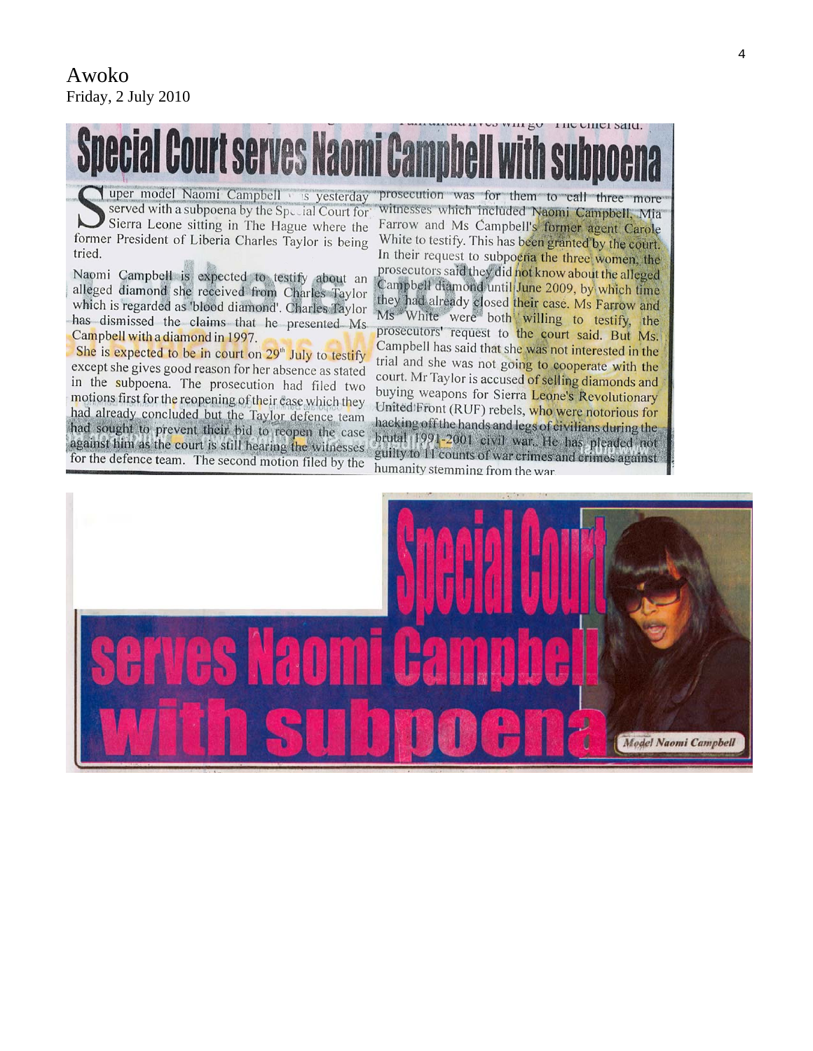Awoko
Friday, 2 July 2010

# Special Court serves Naomi Campbell with subpoena

Super model Naomi Campbell was yesterday served with a subpoena by the Special Court for Sierra Leone sitting in The Hague where the former President of Liberia Charles Taylor is being tried.

Naomi Campbell is expected to testify about an alleged diamond she received from Charles Taylor which is regarded as 'blood diamond'. Charles Taylor has dismissed the claims that he presented Ms Campbell with a diamond in 1997.

She is expected to be in court on 29th July to testify except she gives good reason for her absence as stated in the subpoena. The prosecution had filed two motions first for the reopening of their case which they had already concluded but the Taylor defence team had sought to prevent their bid to reopen the case against him as the court is still hearing the witnesses for the defence team. The second motion filed by the prosecution was for them to call three more witnesses which included Naomi Campbell, Mia Farrow and Ms Campbell's former agent Carole White to testify. This has been granted by the court. In their request to subpoena the three women, the prosecutors said they did not know about the alleged Campbell diamond until June 2009, by which time they had already closed their case. Ms Farrow and Ms White were both willing to testify, the prosecutors' request to the court said. But Ms. Campbell has said that she was not interested in the trial and she was not going to cooperate with the court. Mr Taylor is accused of selling diamonds and buying weapons for Sierra Leone's Revolutionary United Front (RUF) rebels, who were notorious for hacking off the hands and legs of civilians during the brutal 1991-2001 civil war. He has pleaded not guilty to 11 counts of war crimes and crimes against humanity stemming from the war.

# Special Court serves Naomi Campbell with subpoena

Model Naomi Campbell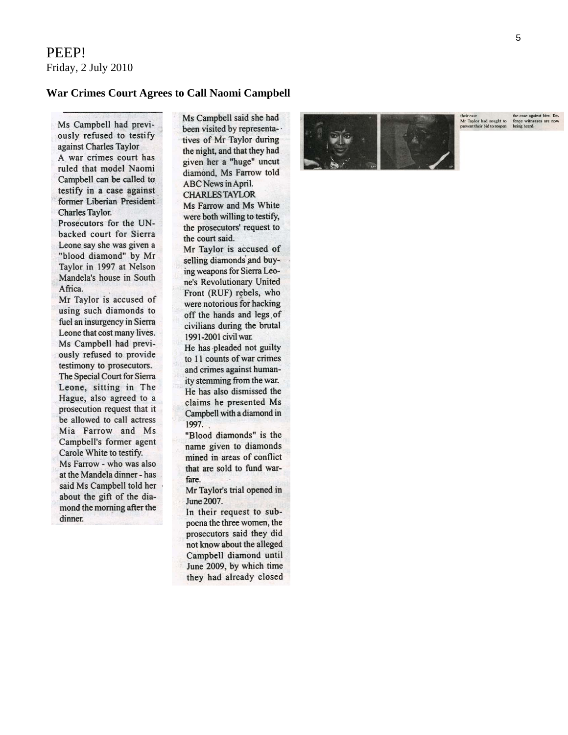PEEP!
Friday, 2 July 2010

**War Crimes Court Agrees to Call Naomi Campbell**

Ms Campbell had previously refused to testify against Charles Taylor

A war crimes court has ruled that model Naomi Campbell can be called to testify in a case against former Liberian President Charles Taylor.

Prosecutors for the UN-backed court for Sierra Leone say she was given a "blood diamond" by Mr Taylor in 1997 at Nelson Mandela's house in South Africa.

Mr Taylor is accused of using such diamonds to fuel an insurgency in Sierra Leone that cost many lives.

Ms Campbell had previously refused to provide testimony to prosecutors.

The Special Court for Sierra Leone, sitting in The Hague, also agreed to a prosecution request that it be allowed to call actress Mia Farrow and Ms Campbell's former agent Carole White to testify.

Ms Farrow - who was also at the Mandela dinner - has said Ms Campbell told her about the gift of the diamond the morning after the dinner.

Ms Campbell said she had been visited by representatives of Mr Taylor during the night, and that they had given her a "huge" uncut diamond, Ms Farrow told ABC News in April.

CHARLES TAYLOR

Ms Farrow and Ms White were both willing to testify, the prosecutors' request to the court said.

Mr Taylor is accused of selling diamonds and buying weapons for Sierra Leone's Revolutionary United Front (RUF) rebels, who were notorious for hacking off the hands and legs of civilians during the brutal 1991-2001 civil war.

He has pleaded not guilty to 11 counts of war crimes and crimes against humanity stemming from the war.

He has also dismissed the claims he presented Ms Campbell with a diamond in 1997.

"Blood diamonds" is the name given to diamonds mined in areas of conflict that are sold to fund warfare.

Mr Taylor's trial opened in June 2007.

In their request to subpoena the three women, the prosecutors said they did not know about the alleged Campbell diamond until June 2009, by which time they had already closed their case.

Mr Taylor had sought to prevent their bid to reopen the case against him. Defence witnesses are now being heard.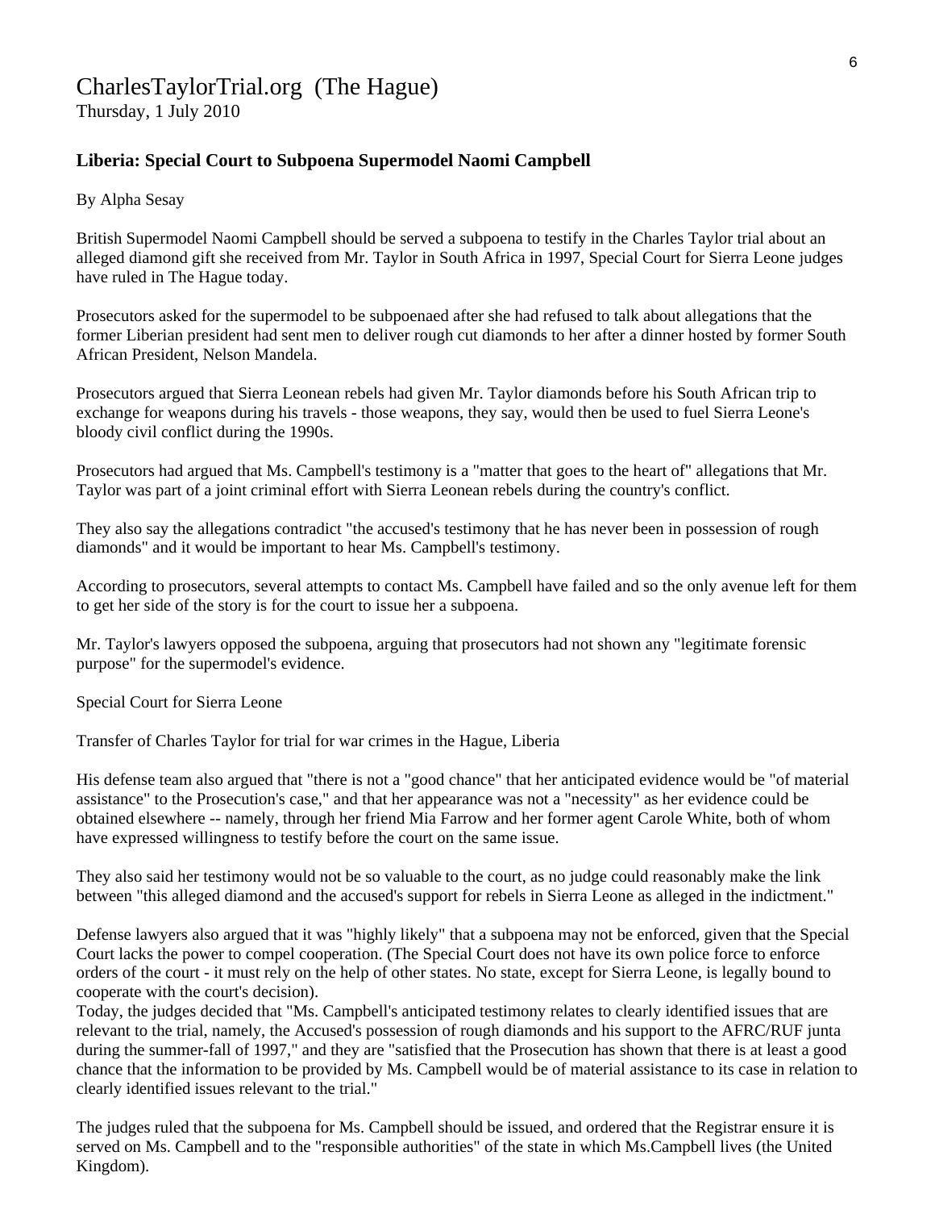# CharlesTaylorTrial.org (The Hague)

Thursday, 1 July 2010

## Liberia: Special Court to Subpoena Supermodel Naomi Campbell

By Alpha Sesay

British Supermodel Naomi Campbell should be served a subpoena to testify in the Charles Taylor trial about an alleged diamond gift she received from Mr. Taylor in South Africa in 1997, Special Court for Sierra Leone judges have ruled in The Hague today.

Prosecutors asked for the supermodel to be subpoenaed after she had refused to talk about allegations that the former Liberian president had sent men to deliver rough cut diamonds to her after a dinner hosted by former South African President, Nelson Mandela.

Prosecutors argued that Sierra Leonean rebels had given Mr. Taylor diamonds before his South African trip to exchange for weapons during his travels - those weapons, they say, would then be used to fuel Sierra Leone's bloody civil conflict during the 1990s.

Prosecutors had argued that Ms. Campbell's testimony is a "matter that goes to the heart of" allegations that Mr. Taylor was part of a joint criminal effort with Sierra Leonean rebels during the country's conflict.

They also say the allegations contradict "the accused's testimony that he has never been in possession of rough diamonds" and it would be important to hear Ms. Campbell's testimony.

According to prosecutors, several attempts to contact Ms. Campbell have failed and so the only avenue left for them to get her side of the story is for the court to issue her a subpoena.

Mr. Taylor's lawyers opposed the subpoena, arguing that prosecutors had not shown any "legitimate forensic purpose" for the supermodel's evidence.

Special Court for Sierra Leone

Transfer of Charles Taylor for trial for war crimes in the Hague, Liberia

His defense team also argued that "there is not a "good chance" that her anticipated evidence would be "of material assistance" to the Prosecution's case," and that her appearance was not a "necessity" as her evidence could be obtained elsewhere -- namely, through her friend Mia Farrow and her former agent Carole White, both of whom have expressed willingness to testify before the court on the same issue.

They also said her testimony would not be so valuable to the court, as no judge could reasonably make the link between "this alleged diamond and the accused's support for rebels in Sierra Leone as alleged in the indictment."

Defense lawyers also argued that it was "highly likely" that a subpoena may not be enforced, given that the Special Court lacks the power to compel cooperation. (The Special Court does not have its own police force to enforce orders of the court - it must rely on the help of other states. No state, except for Sierra Leone, is legally bound to cooperate with the court's decision).

Today, the judges decided that "Ms. Campbell's anticipated testimony relates to clearly identified issues that are relevant to the trial, namely, the Accused's possession of rough diamonds and his support to the AFRC/RUF junta during the summer-fall of 1997," and they are "satisfied that the Prosecution has shown that there is at least a good chance that the information to be provided by Ms. Campbell would be of material assistance to its case in relation to clearly identified issues relevant to the trial."

The judges ruled that the subpoena for Ms. Campbell should be issued, and ordered that the Registrar ensure it is served on Ms. Campbell and to the "responsible authorities" of the state in which Ms.Campbell lives (the United Kingdom).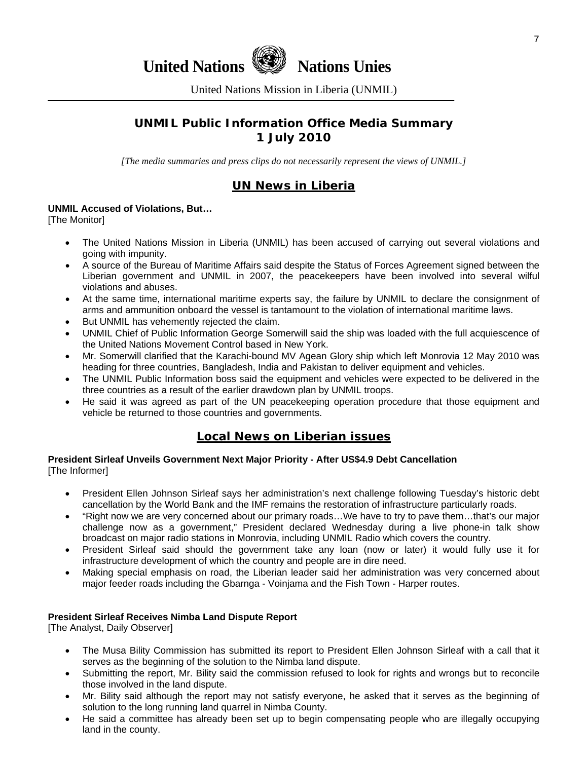**United Nations** **Nations Unies**

United Nations Mission in Liberia (UNMIL)

## UNMIL Public Information Office Media Summary 1 July 2010

*[The media summaries and press clips do not necessarily represent the views of UNMIL.]*

## UN News in Liberia

**UNMIL Accused of Violations, But…**
[The Monitor]

- The United Nations Mission in Liberia (UNMIL) has been accused of carrying out several violations and going with impunity.
- A source of the Bureau of Maritime Affairs said despite the Status of Forces Agreement signed between the Liberian government and UNMIL in 2007, the peacekeepers have been involved into several wilful violations and abuses.
- At the same time, international maritime experts say, the failure by UNMIL to declare the consignment of arms and ammunition onboard the vessel is tantamount to the violation of international maritime laws.
- But UNMIL has vehemently rejected the claim.
- UNMIL Chief of Public Information George Somerwill said the ship was loaded with the full acquiescence of the United Nations Movement Control based in New York.
- Mr. Somerwill clarified that the Karachi-bound MV Agean Glory ship which left Monrovia 12 May 2010 was heading for three countries, Bangladesh, India and Pakistan to deliver equipment and vehicles.
- The UNMIL Public Information boss said the equipment and vehicles were expected to be delivered in the three countries as a result of the earlier drawdown plan by UNMIL troops.
- He said it was agreed as part of the UN peacekeeping operation procedure that those equipment and vehicle be returned to those countries and governments.

## Local News on Liberian issues

**President Sirleaf Unveils Government Next Major Priority - After US$4.9 Debt Cancellation**
[The Informer]

- President Ellen Johnson Sirleaf says her administration's next challenge following Tuesday's historic debt cancellation by the World Bank and the IMF remains the restoration of infrastructure particularly roads.
- "Right now we are very concerned about our primary roads…We have to try to pave them…that's our major challenge now as a government," President declared Wednesday during a live phone-in talk show broadcast on major radio stations in Monrovia, including UNMIL Radio which covers the country.
- President Sirleaf said should the government take any loan (now or later) it would fully use it for infrastructure development of which the country and people are in dire need.
- Making special emphasis on road, the Liberian leader said her administration was very concerned about major feeder roads including the Gbarnga - Voinjama and the Fish Town - Harper routes.

**President Sirleaf Receives Nimba Land Dispute Report**
[The Analyst, Daily Observer]

- The Musa Bility Commission has submitted its report to President Ellen Johnson Sirleaf with a call that it serves as the beginning of the solution to the Nimba land dispute.
- Submitting the report, Mr. Bility said the commission refused to look for rights and wrongs but to reconcile those involved in the land dispute.
- Mr. Bility said although the report may not satisfy everyone, he asked that it serves as the beginning of solution to the long running land quarrel in Nimba County.
- He said a committee has already been set up to begin compensating people who are illegally occupying land in the county.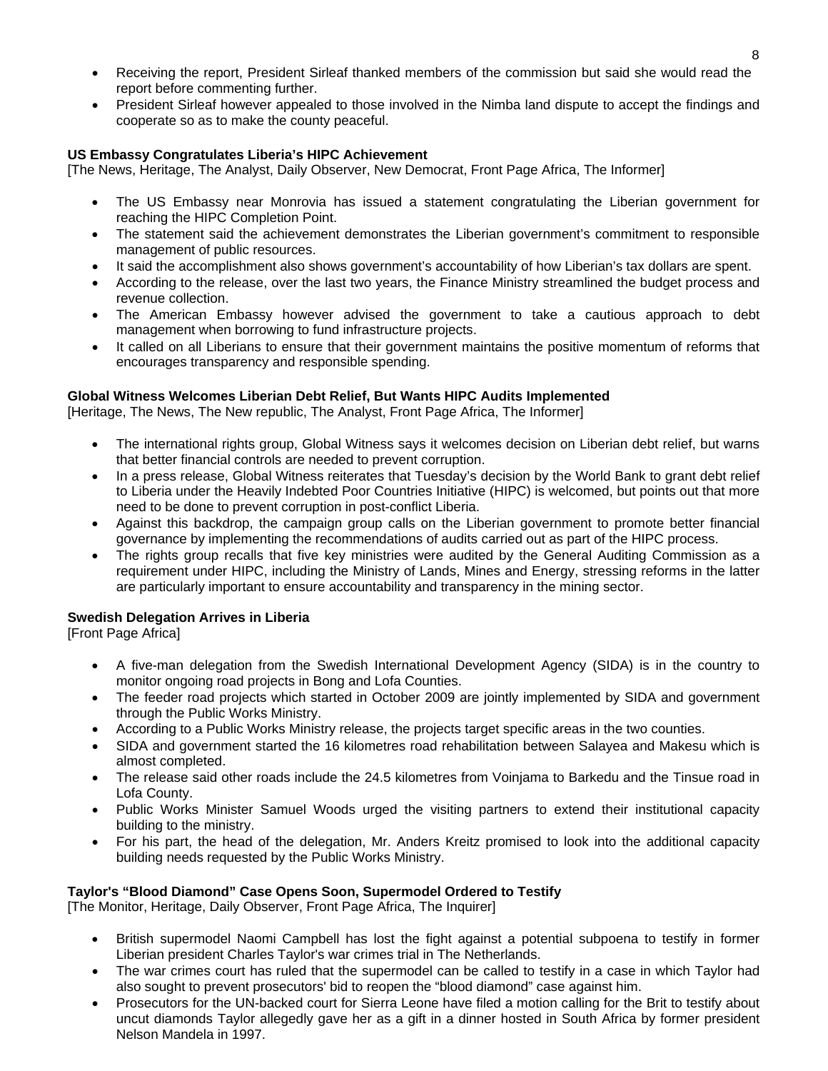- Receiving the report, President Sirleaf thanked members of the commission but said she would read the report before commenting further.
- President Sirleaf however appealed to those involved in the Nimba land dispute to accept the findings and cooperate so as to make the county peaceful.

**US Embassy Congratulates Liberia's HIPC Achievement**
[The News, Heritage, The Analyst, Daily Observer, New Democrat, Front Page Africa, The Informer]

- The US Embassy near Monrovia has issued a statement congratulating the Liberian government for reaching the HIPC Completion Point.
- The statement said the achievement demonstrates the Liberian government's commitment to responsible management of public resources.
- It said the accomplishment also shows government's accountability of how Liberian's tax dollars are spent.
- According to the release, over the last two years, the Finance Ministry streamlined the budget process and revenue collection.
- The American Embassy however advised the government to take a cautious approach to debt management when borrowing to fund infrastructure projects.
- It called on all Liberians to ensure that their government maintains the positive momentum of reforms that encourages transparency and responsible spending.

**Global Witness Welcomes Liberian Debt Relief, But Wants HIPC Audits Implemented**
[Heritage, The News, The New republic, The Analyst, Front Page Africa, The Informer]

- The international rights group, Global Witness says it welcomes decision on Liberian debt relief, but warns that better financial controls are needed to prevent corruption.
- In a press release, Global Witness reiterates that Tuesday's decision by the World Bank to grant debt relief to Liberia under the Heavily Indebted Poor Countries Initiative (HIPC) is welcomed, but points out that more need to be done to prevent corruption in post-conflict Liberia.
- Against this backdrop, the campaign group calls on the Liberian government to promote better financial governance by implementing the recommendations of audits carried out as part of the HIPC process.
- The rights group recalls that five key ministries were audited by the General Auditing Commission as a requirement under HIPC, including the Ministry of Lands, Mines and Energy, stressing reforms in the latter are particularly important to ensure accountability and transparency in the mining sector.

**Swedish Delegation Arrives in Liberia**
[Front Page Africa]

- A five-man delegation from the Swedish International Development Agency (SIDA) is in the country to monitor ongoing road projects in Bong and Lofa Counties.
- The feeder road projects which started in October 2009 are jointly implemented by SIDA and government through the Public Works Ministry.
- According to a Public Works Ministry release, the projects target specific areas in the two counties.
- SIDA and government started the 16 kilometres road rehabilitation between Salayea and Makesu which is almost completed.
- The release said other roads include the 24.5 kilometres from Voinjama to Barkedu and the Tinsue road in Lofa County.
- Public Works Minister Samuel Woods urged the visiting partners to extend their institutional capacity building to the ministry.
- For his part, the head of the delegation, Mr. Anders Kreitz promised to look into the additional capacity building needs requested by the Public Works Ministry.

**Taylor's "Blood Diamond" Case Opens Soon, Supermodel Ordered to Testify**
[The Monitor, Heritage, Daily Observer, Front Page Africa, The Inquirer]

- British supermodel Naomi Campbell has lost the fight against a potential subpoena to testify in former Liberian president Charles Taylor's war crimes trial in The Netherlands.
- The war crimes court has ruled that the supermodel can be called to testify in a case in which Taylor had also sought to prevent prosecutors' bid to reopen the "blood diamond" case against him.
- Prosecutors for the UN-backed court for Sierra Leone have filed a motion calling for the Brit to testify about uncut diamonds Taylor allegedly gave her as a gift in a dinner hosted in South Africa by former president Nelson Mandela in 1997.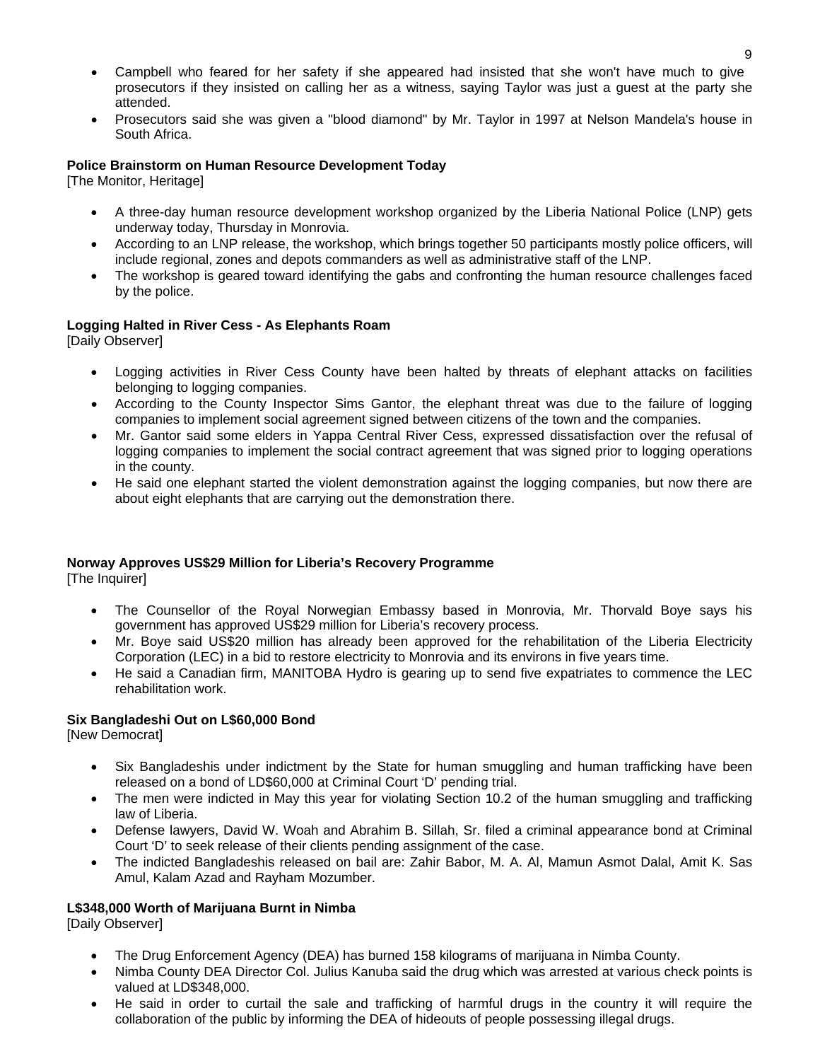- Campbell who feared for her safety if she appeared had insisted that she won't have much to give prosecutors if they insisted on calling her as a witness, saying Taylor was just a guest at the party she attended.
- Prosecutors said she was given a "blood diamond" by Mr. Taylor in 1997 at Nelson Mandela's house in South Africa.

**Police Brainstorm on Human Resource Development Today**
[The Monitor, Heritage]

- A three-day human resource development workshop organized by the Liberia National Police (LNP) gets underway today, Thursday in Monrovia.
- According to an LNP release, the workshop, which brings together 50 participants mostly police officers, will include regional, zones and depots commanders as well as administrative staff of the LNP.
- The workshop is geared toward identifying the gabs and confronting the human resource challenges faced by the police.

**Logging Halted in River Cess - As Elephants Roam**
[Daily Observer]

- Logging activities in River Cess County have been halted by threats of elephant attacks on facilities belonging to logging companies.
- According to the County Inspector Sims Gantor, the elephant threat was due to the failure of logging companies to implement social agreement signed between citizens of the town and the companies.
- Mr. Gantor said some elders in Yappa Central River Cess, expressed dissatisfaction over the refusal of logging companies to implement the social contract agreement that was signed prior to logging operations in the county.
- He said one elephant started the violent demonstration against the logging companies, but now there are about eight elephants that are carrying out the demonstration there.

**Norway Approves US$29 Million for Liberia's Recovery Programme**
[The Inquirer]

- The Counsellor of the Royal Norwegian Embassy based in Monrovia, Mr. Thorvald Boye says his government has approved US$29 million for Liberia's recovery process.
- Mr. Boye said US$20 million has already been approved for the rehabilitation of the Liberia Electricity Corporation (LEC) in a bid to restore electricity to Monrovia and its environs in five years time.
- He said a Canadian firm, MANITOBA Hydro is gearing up to send five expatriates to commence the LEC rehabilitation work.

**Six Bangladeshi Out on L$60,000 Bond**
[New Democrat]

- Six Bangladeshis under indictment by the State for human smuggling and human trafficking have been released on a bond of LD$60,000 at Criminal Court 'D' pending trial.
- The men were indicted in May this year for violating Section 10.2 of the human smuggling and trafficking law of Liberia.
- Defense lawyers, David W. Woah and Abrahim B. Sillah, Sr. filed a criminal appearance bond at Criminal Court 'D' to seek release of their clients pending assignment of the case.
- The indicted Bangladeshis released on bail are: Zahir Babor, M. A. Al, Mamun Asmot Dalal, Amit K. Sas Amul, Kalam Azad and Rayham Mozumber.

**L$348,000 Worth of Marijuana Burnt in Nimba**
[Daily Observer]

- The Drug Enforcement Agency (DEA) has burned 158 kilograms of marijuana in Nimba County.
- Nimba County DEA Director Col. Julius Kanuba said the drug which was arrested at various check points is valued at LD$348,000.
- He said in order to curtail the sale and trafficking of harmful drugs in the country it will require the collaboration of the public by informing the DEA of hideouts of people possessing illegal drugs.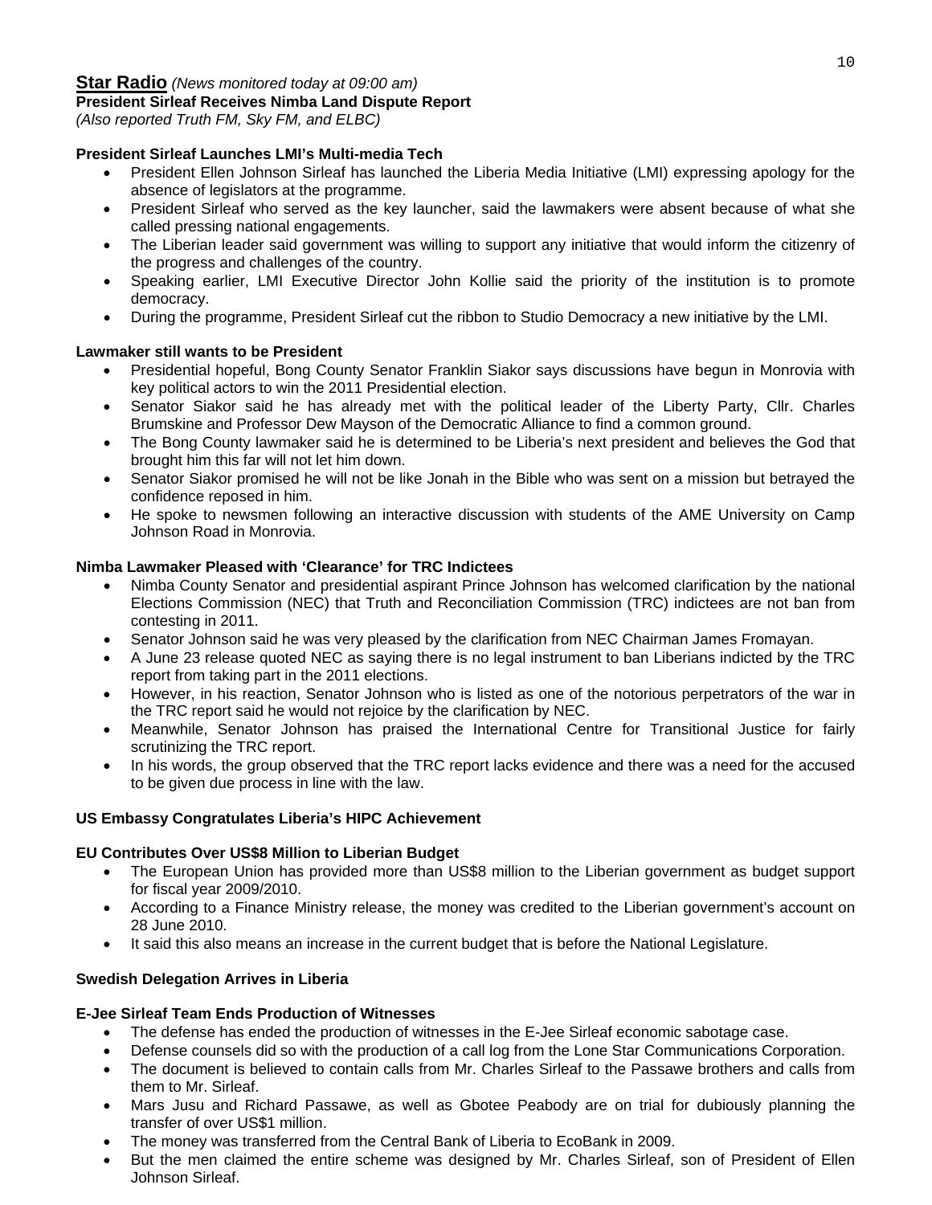**Star Radio** *(News monitored today at 09:00 am)*
**President Sirleaf Receives Nimba Land Dispute Report**
*(Also reported Truth FM, Sky FM, and ELBC)*

**President Sirleaf Launches LMI's Multi-media Tech**

- President Ellen Johnson Sirleaf has launched the Liberia Media Initiative (LMI) expressing apology for the absence of legislators at the programme.
- President Sirleaf who served as the key launcher, said the lawmakers were absent because of what she called pressing national engagements.
- The Liberian leader said government was willing to support any initiative that would inform the citizenry of the progress and challenges of the country.
- Speaking earlier, LMI Executive Director John Kollie said the priority of the institution is to promote democracy.
- During the programme, President Sirleaf cut the ribbon to Studio Democracy a new initiative by the LMI.

**Lawmaker still wants to be President**

- Presidential hopeful, Bong County Senator Franklin Siakor says discussions have begun in Monrovia with key political actors to win the 2011 Presidential election.
- Senator Siakor said he has already met with the political leader of the Liberty Party, Cllr. Charles Brumskine and Professor Dew Mayson of the Democratic Alliance to find a common ground.
- The Bong County lawmaker said he is determined to be Liberia's next president and believes the God that brought him this far will not let him down.
- Senator Siakor promised he will not be like Jonah in the Bible who was sent on a mission but betrayed the confidence reposed in him.
- He spoke to newsmen following an interactive discussion with students of the AME University on Camp Johnson Road in Monrovia.

**Nimba Lawmaker Pleased with 'Clearance' for TRC Indictees**

- Nimba County Senator and presidential aspirant Prince Johnson has welcomed clarification by the national Elections Commission (NEC) that Truth and Reconciliation Commission (TRC) indictees are not ban from contesting in 2011.
- Senator Johnson said he was very pleased by the clarification from NEC Chairman James Fromayan.
- A June 23 release quoted NEC as saying there is no legal instrument to ban Liberians indicted by the TRC report from taking part in the 2011 elections.
- However, in his reaction, Senator Johnson who is listed as one of the notorious perpetrators of the war in the TRC report said he would not rejoice by the clarification by NEC.
- Meanwhile, Senator Johnson has praised the International Centre for Transitional Justice for fairly scrutinizing the TRC report.
- In his words, the group observed that the TRC report lacks evidence and there was a need for the accused to be given due process in line with the law.

**US Embassy Congratulates Liberia's HIPC Achievement**

**EU Contributes Over US$8 Million to Liberian Budget**

- The European Union has provided more than US$8 million to the Liberian government as budget support for fiscal year 2009/2010.
- According to a Finance Ministry release, the money was credited to the Liberian government's account on 28 June 2010.
- It said this also means an increase in the current budget that is before the National Legislature.

**Swedish Delegation Arrives in Liberia**

**E-Jee Sirleaf Team Ends Production of Witnesses**

- The defense has ended the production of witnesses in the E-Jee Sirleaf economic sabotage case.
- Defense counsels did so with the production of a call log from the Lone Star Communications Corporation.
- The document is believed to contain calls from Mr. Charles Sirleaf to the Passawe brothers and calls from them to Mr. Sirleaf.
- Mars Jusu and Richard Passawe, as well as Gbotee Peabody are on trial for dubiously planning the transfer of over US$1 million.
- The money was transferred from the Central Bank of Liberia to EcoBank in 2009.
- But the men claimed the entire scheme was designed by Mr. Charles Sirleaf, son of President of Ellen Johnson Sirleaf.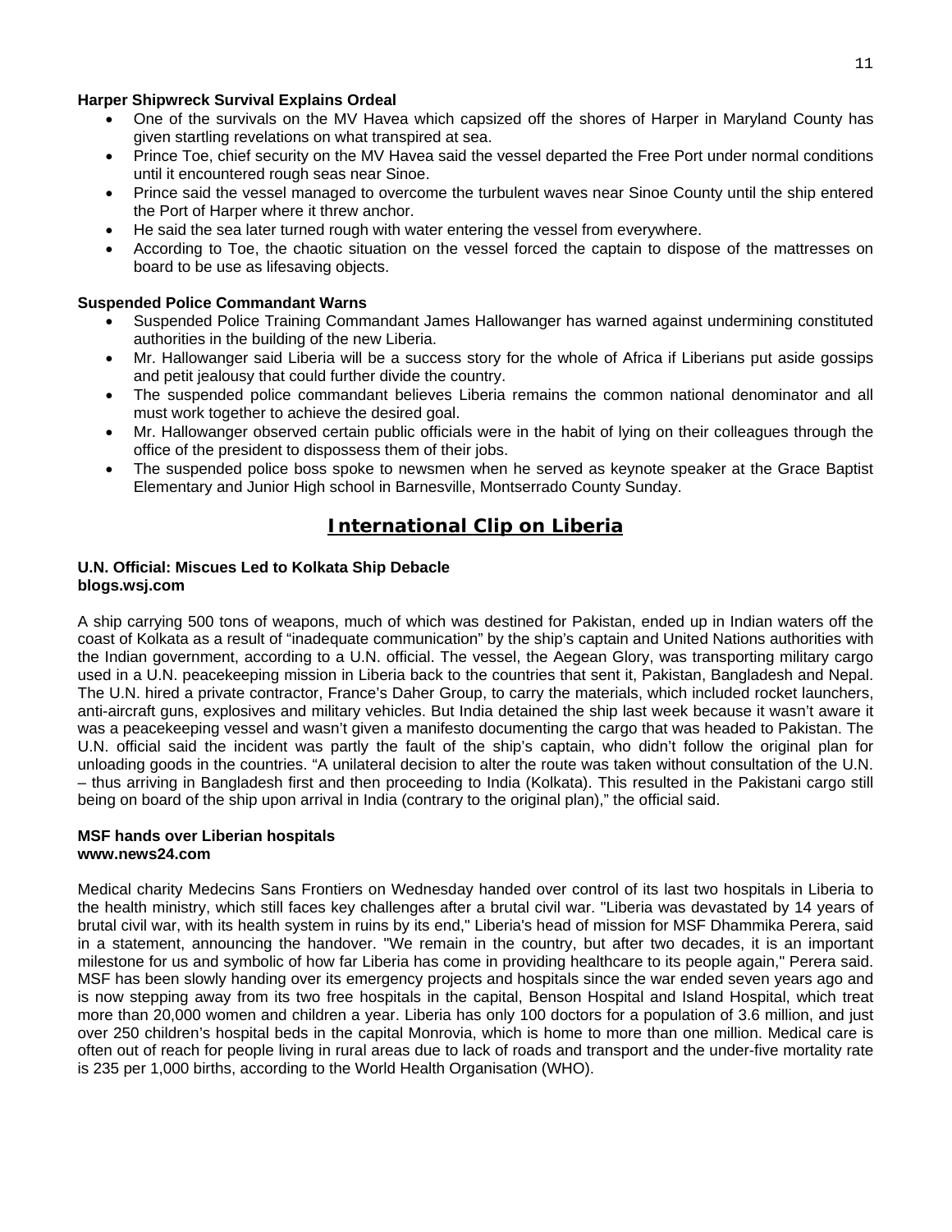**Harper Shipwreck Survival Explains Ordeal**

- One of the survivals on the MV Havea which capsized off the shores of Harper in Maryland County has given startling revelations on what transpired at sea.
- Prince Toe, chief security on the MV Havea said the vessel departed the Free Port under normal conditions until it encountered rough seas near Sinoe.
- Prince said the vessel managed to overcome the turbulent waves near Sinoe County until the ship entered the Port of Harper where it threw anchor.
- He said the sea later turned rough with water entering the vessel from everywhere.
- According to Toe, the chaotic situation on the vessel forced the captain to dispose of the mattresses on board to be use as lifesaving objects.

**Suspended Police Commandant Warns**

- Suspended Police Training Commandant James Hallowanger has warned against undermining constituted authorities in the building of the new Liberia.
- Mr. Hallowanger said Liberia will be a success story for the whole of Africa if Liberians put aside gossips and petit jealousy that could further divide the country.
- The suspended police commandant believes Liberia remains the common national denominator and all must work together to achieve the desired goal.
- Mr. Hallowanger observed certain public officials were in the habit of lying on their colleagues through the office of the president to dispossess them of their jobs.
- The suspended police boss spoke to newsmen when he served as keynote speaker at the Grace Baptist Elementary and Junior High school in Barnesville, Montserrado County Sunday.

## International Clip on Liberia

**U.N. Official: Miscues Led to Kolkata Ship Debacle**
**blogs.wsj.com**

A ship carrying 500 tons of weapons, much of which was destined for Pakistan, ended up in Indian waters off the coast of Kolkata as a result of "inadequate communication" by the ship's captain and United Nations authorities with the Indian government, according to a U.N. official. The vessel, the Aegean Glory, was transporting military cargo used in a U.N. peacekeeping mission in Liberia back to the countries that sent it, Pakistan, Bangladesh and Nepal. The U.N. hired a private contractor, France's Daher Group, to carry the materials, which included rocket launchers, anti-aircraft guns, explosives and military vehicles. But India detained the ship last week because it wasn't aware it was a peacekeeping vessel and wasn't given a manifesto documenting the cargo that was headed to Pakistan. The U.N. official said the incident was partly the fault of the ship's captain, who didn't follow the original plan for unloading goods in the countries. "A unilateral decision to alter the route was taken without consultation of the U.N. – thus arriving in Bangladesh first and then proceeding to India (Kolkata). This resulted in the Pakistani cargo still being on board of the ship upon arrival in India (contrary to the original plan)," the official said.

**MSF hands over Liberian hospitals**
**www.news24.com**

Medical charity Medecins Sans Frontiers on Wednesday handed over control of its last two hospitals in Liberia to the health ministry, which still faces key challenges after a brutal civil war. "Liberia was devastated by 14 years of brutal civil war, with its health system in ruins by its end," Liberia's head of mission for MSF Dhammika Perera, said in a statement, announcing the handover. "We remain in the country, but after two decades, it is an important milestone for us and symbolic of how far Liberia has come in providing healthcare to its people again," Perera said. MSF has been slowly handing over its emergency projects and hospitals since the war ended seven years ago and is now stepping away from its two free hospitals in the capital, Benson Hospital and Island Hospital, which treat more than 20,000 women and children a year. Liberia has only 100 doctors for a population of 3.6 million, and just over 250 children's hospital beds in the capital Monrovia, which is home to more than one million. Medical care is often out of reach for people living in rural areas due to lack of roads and transport and the under-five mortality rate is 235 per 1,000 births, according to the World Health Organisation (WHO).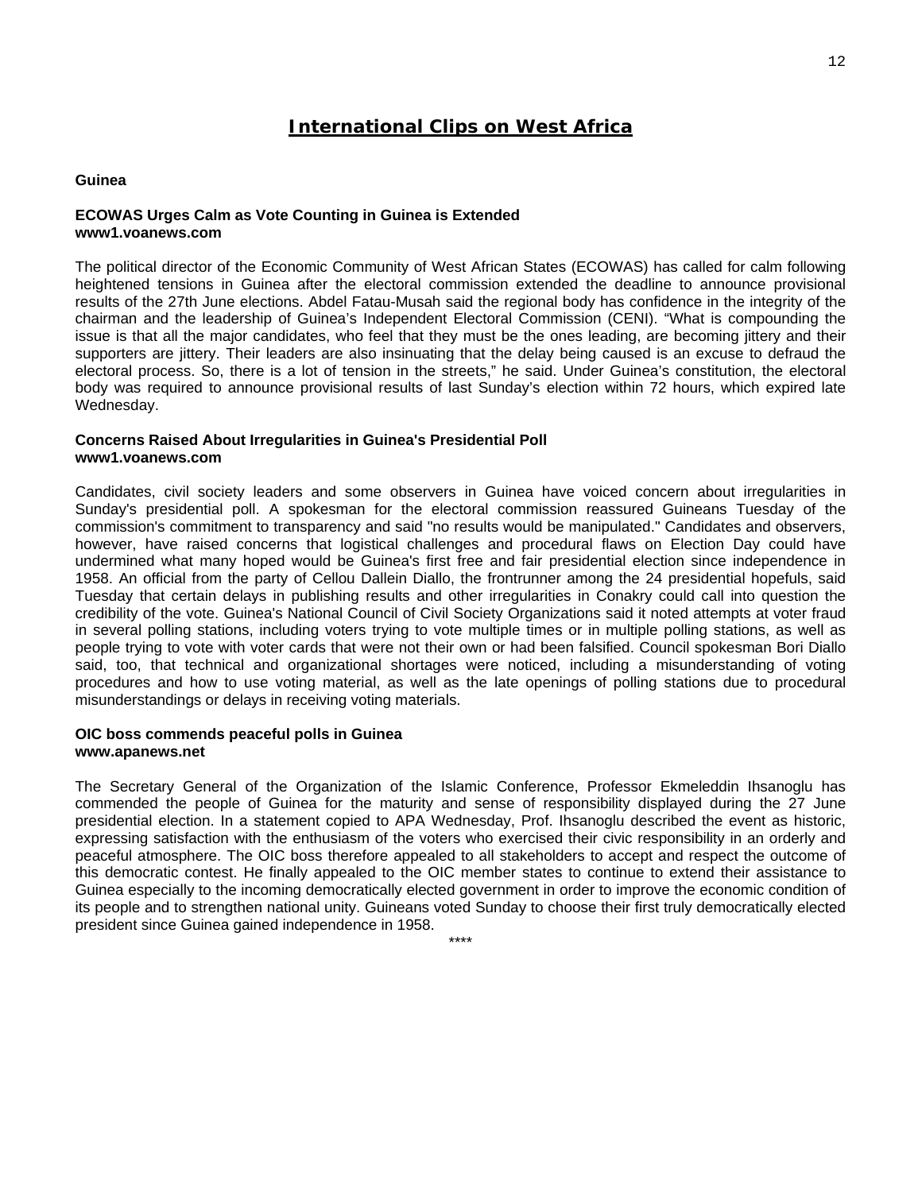# International Clips on West Africa

## Guinea

### ECOWAS Urges Calm as Vote Counting in Guinea is Extended
**www1.voanews.com**

The political director of the Economic Community of West African States (ECOWAS) has called for calm following heightened tensions in Guinea after the electoral commission extended the deadline to announce provisional results of the 27th June elections. Abdel Fatau-Musah said the regional body has confidence in the integrity of the chairman and the leadership of Guinea's Independent Electoral Commission (CENI). "What is compounding the issue is that all the major candidates, who feel that they must be the ones leading, are becoming jittery and their supporters are jittery. Their leaders are also insinuating that the delay being caused is an excuse to defraud the electoral process. So, there is a lot of tension in the streets," he said. Under Guinea's constitution, the electoral body was required to announce provisional results of last Sunday's election within 72 hours, which expired late Wednesday.

### Concerns Raised About Irregularities in Guinea's Presidential Poll
**www1.voanews.com**

Candidates, civil society leaders and some observers in Guinea have voiced concern about irregularities in Sunday's presidential poll. A spokesman for the electoral commission reassured Guineans Tuesday of the commission's commitment to transparency and said "no results would be manipulated." Candidates and observers, however, have raised concerns that logistical challenges and procedural flaws on Election Day could have undermined what many hoped would be Guinea's first free and fair presidential election since independence in 1958. An official from the party of Cellou Dallein Diallo, the frontrunner among the 24 presidential hopefuls, said Tuesday that certain delays in publishing results and other irregularities in Conakry could call into question the credibility of the vote. Guinea's National Council of Civil Society Organizations said it noted attempts at voter fraud in several polling stations, including voters trying to vote multiple times or in multiple polling stations, as well as people trying to vote with voter cards that were not their own or had been falsified. Council spokesman Bori Diallo said, too, that technical and organizational shortages were noticed, including a misunderstanding of voting procedures and how to use voting material, as well as the late openings of polling stations due to procedural misunderstandings or delays in receiving voting materials.

### OIC boss commends peaceful polls in Guinea
**www.apanews.net**

The Secretary General of the Organization of the Islamic Conference, Professor Ekmeleddin Ihsanoglu has commended the people of Guinea for the maturity and sense of responsibility displayed during the 27 June presidential election. In a statement copied to APA Wednesday, Prof. Ihsanoglu described the event as historic, expressing satisfaction with the enthusiasm of the voters who exercised their civic responsibility in an orderly and peaceful atmosphere. The OIC boss therefore appealed to all stakeholders to accept and respect the outcome of this democratic contest. He finally appealed to the OIC member states to continue to extend their assistance to Guinea especially to the incoming democratically elected government in order to improve the economic condition of its people and to strengthen national unity. Guineans voted Sunday to choose their first truly democratically elected president since Guinea gained independence in 1958.

****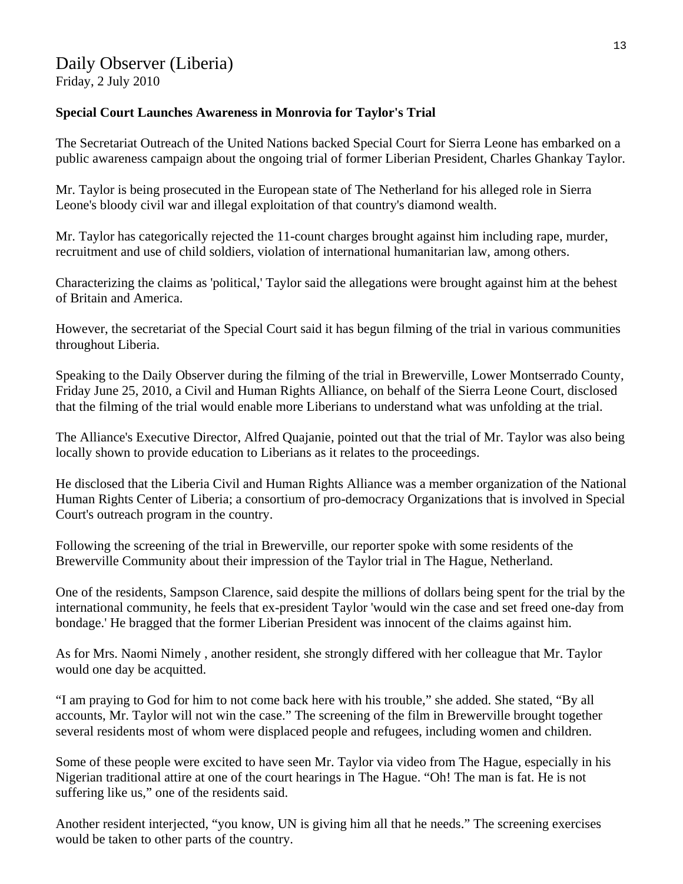Daily Observer (Liberia)
Friday, 2 July 2010

**Special Court Launches Awareness in Monrovia for Taylor's Trial**

The Secretariat Outreach of the United Nations backed Special Court for Sierra Leone has embarked on a public awareness campaign about the ongoing trial of former Liberian President, Charles Ghankay Taylor.

Mr. Taylor is being prosecuted in the European state of The Netherland for his alleged role in Sierra Leone's bloody civil war and illegal exploitation of that country's diamond wealth.

Mr. Taylor has categorically rejected the 11-count charges brought against him including rape, murder, recruitment and use of child soldiers, violation of international humanitarian law, among others.

Characterizing the claims as 'political,' Taylor said the allegations were brought against him at the behest of Britain and America.

However, the secretariat of the Special Court said it has begun filming of the trial in various communities throughout Liberia.

Speaking to the Daily Observer during the filming of the trial in Brewerville, Lower Montserrado County, Friday June 25, 2010, a Civil and Human Rights Alliance, on behalf of the Sierra Leone Court, disclosed that the filming of the trial would enable more Liberians to understand what was unfolding at the trial.

The Alliance's Executive Director, Alfred Quajanie, pointed out that the trial of Mr. Taylor was also being locally shown to provide education to Liberians as it relates to the proceedings.

He disclosed that the Liberia Civil and Human Rights Alliance was a member organization of the National Human Rights Center of Liberia; a consortium of pro-democracy Organizations that is involved in Special Court's outreach program in the country.

Following the screening of the trial in Brewerville, our reporter spoke with some residents of the Brewerville Community about their impression of the Taylor trial in The Hague, Netherland.

One of the residents, Sampson Clarence, said despite the millions of dollars being spent for the trial by the international community, he feels that ex-president Taylor 'would win the case and set freed one-day from bondage.' He bragged that the former Liberian President was innocent of the claims against him.

As for Mrs. Naomi Nimely , another resident, she strongly differed with her colleague that Mr. Taylor would one day be acquitted.

“I am praying to God for him to not come back here with his trouble,” she added. She stated, “By all accounts, Mr. Taylor will not win the case.” The screening of the film in Brewerville brought together several residents most of whom were displaced people and refugees, including women and children.

Some of these people were excited to have seen Mr. Taylor via video from The Hague, especially in his Nigerian traditional attire at one of the court hearings in The Hague. “Oh! The man is fat. He is not suffering like us,” one of the residents said.

Another resident interjected, “you know, UN is giving him all that he needs.” The screening exercises would be taken to other parts of the country.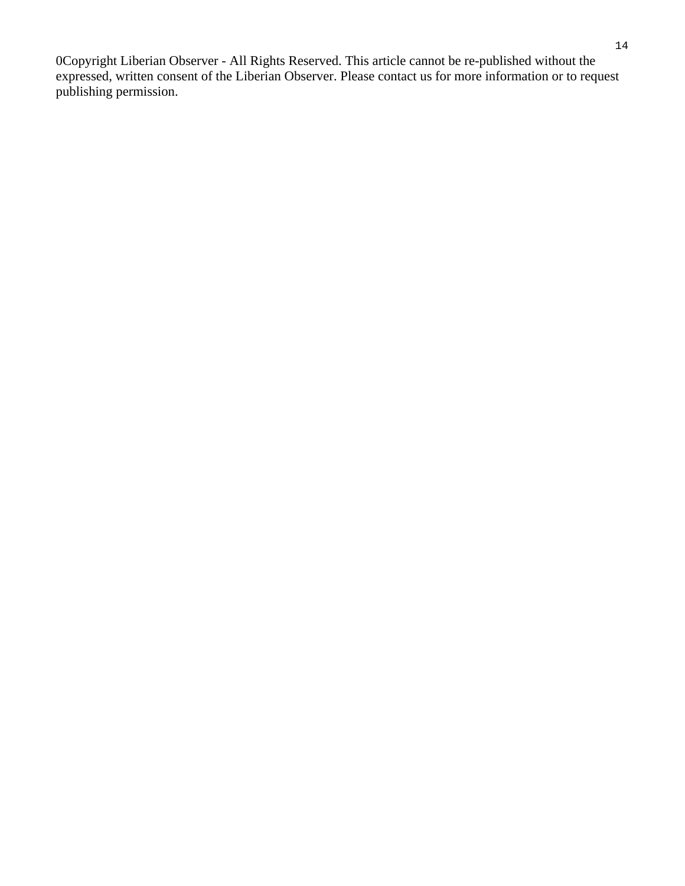0Copyright Liberian Observer - All Rights Reserved. This article cannot be re-published without the expressed, written consent of the Liberian Observer. Please contact us for more information or to request publishing permission.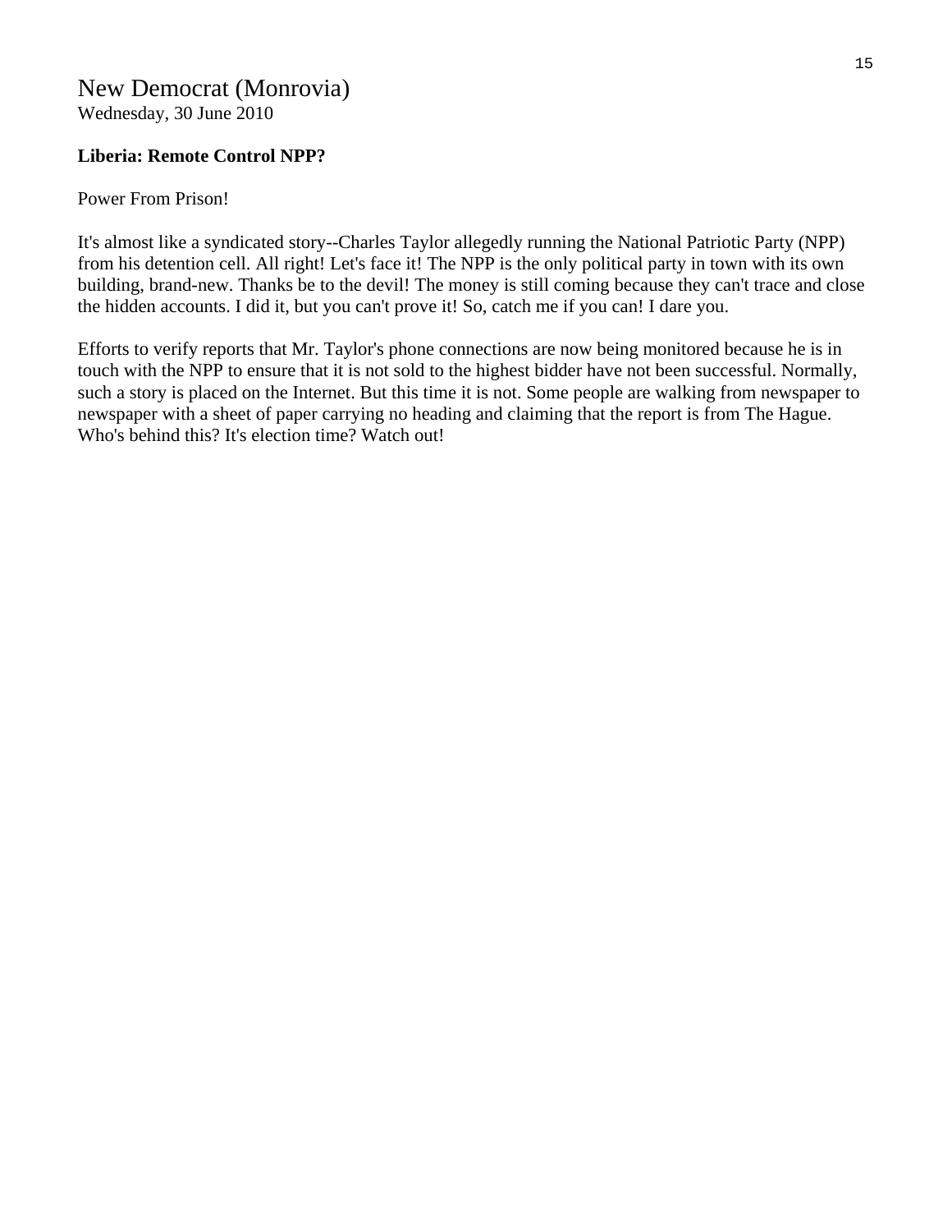New Democrat (Monrovia)
Wednesday, 30 June 2010

**Liberia: Remote Control NPP?**

Power From Prison!

It's almost like a syndicated story--Charles Taylor allegedly running the National Patriotic Party (NPP) from his detention cell. All right! Let's face it! The NPP is the only political party in town with its own building, brand-new. Thanks be to the devil! The money is still coming because they can't trace and close the hidden accounts. I did it, but you can't prove it! So, catch me if you can! I dare you.

Efforts to verify reports that Mr. Taylor's phone connections are now being monitored because he is in touch with the NPP to ensure that it is not sold to the highest bidder have not been successful. Normally, such a story is placed on the Internet. But this time it is not. Some people are walking from newspaper to newspaper with a sheet of paper carrying no heading and claiming that the report is from The Hague. Who's behind this? It's election time? Watch out!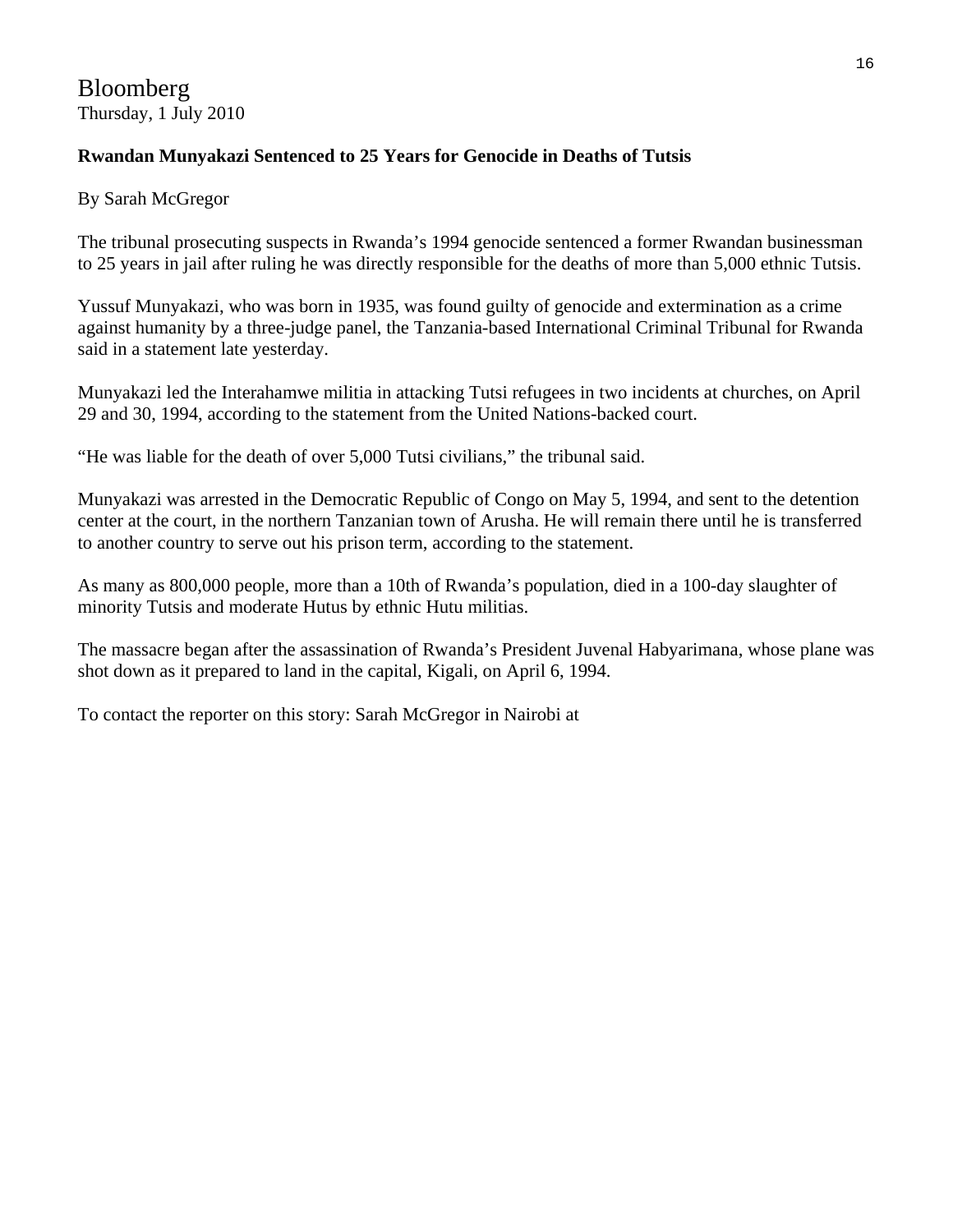Bloomberg
Thursday, 1 July 2010

**Rwandan Munyakazi Sentenced to 25 Years for Genocide in Deaths of Tutsis**

By Sarah McGregor

The tribunal prosecuting suspects in Rwanda's 1994 genocide sentenced a former Rwandan businessman to 25 years in jail after ruling he was directly responsible for the deaths of more than 5,000 ethnic Tutsis.

Yussuf Munyakazi, who was born in 1935, was found guilty of genocide and extermination as a crime against humanity by a three-judge panel, the Tanzania-based International Criminal Tribunal for Rwanda said in a statement late yesterday.

Munyakazi led the Interahamwe militia in attacking Tutsi refugees in two incidents at churches, on April 29 and 30, 1994, according to the statement from the United Nations-backed court.

"He was liable for the death of over 5,000 Tutsi civilians," the tribunal said.

Munyakazi was arrested in the Democratic Republic of Congo on May 5, 1994, and sent to the detention center at the court, in the northern Tanzanian town of Arusha. He will remain there until he is transferred to another country to serve out his prison term, according to the statement.

As many as 800,000 people, more than a 10th of Rwanda's population, died in a 100-day slaughter of minority Tutsis and moderate Hutus by ethnic Hutu militias.

The massacre began after the assassination of Rwanda's President Juvenal Habyarimana, whose plane was shot down as it prepared to land in the capital, Kigali, on April 6, 1994.

To contact the reporter on this story: Sarah McGregor in Nairobi at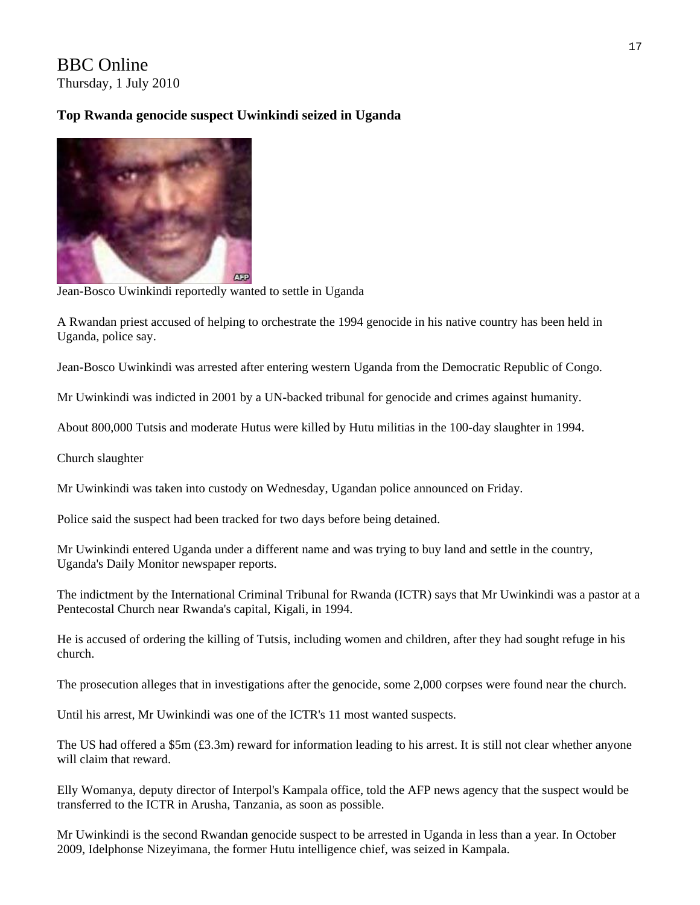BBC Online
Thursday, 1 July 2010

**Top Rwanda genocide suspect Uwinkindi seized in Uganda**

Jean-Bosco Uwinkindi reportedly wanted to settle in Uganda

A Rwandan priest accused of helping to orchestrate the 1994 genocide in his native country has been held in Uganda, police say.

Jean-Bosco Uwinkindi was arrested after entering western Uganda from the Democratic Republic of Congo.

Mr Uwinkindi was indicted in 2001 by a UN-backed tribunal for genocide and crimes against humanity.

About 800,000 Tutsis and moderate Hutus were killed by Hutu militias in the 100-day slaughter in 1994.

Church slaughter

Mr Uwinkindi was taken into custody on Wednesday, Ugandan police announced on Friday.

Police said the suspect had been tracked for two days before being detained.

Mr Uwinkindi entered Uganda under a different name and was trying to buy land and settle in the country, Uganda's Daily Monitor newspaper reports.

The indictment by the International Criminal Tribunal for Rwanda (ICTR) says that Mr Uwinkindi was a pastor at a Pentecostal Church near Rwanda's capital, Kigali, in 1994.

He is accused of ordering the killing of Tutsis, including women and children, after they had sought refuge in his church.

The prosecution alleges that in investigations after the genocide, some 2,000 corpses were found near the church.

Until his arrest, Mr Uwinkindi was one of the ICTR's 11 most wanted suspects.

The US had offered a $5m (£3.3m) reward for information leading to his arrest. It is still not clear whether anyone will claim that reward.

Elly Womanya, deputy director of Interpol's Kampala office, told the AFP news agency that the suspect would be transferred to the ICTR in Arusha, Tanzania, as soon as possible.

Mr Uwinkindi is the second Rwandan genocide suspect to be arrested in Uganda in less than a year. In October 2009, Idelphonse Nizeyimana, the former Hutu intelligence chief, was seized in Kampala.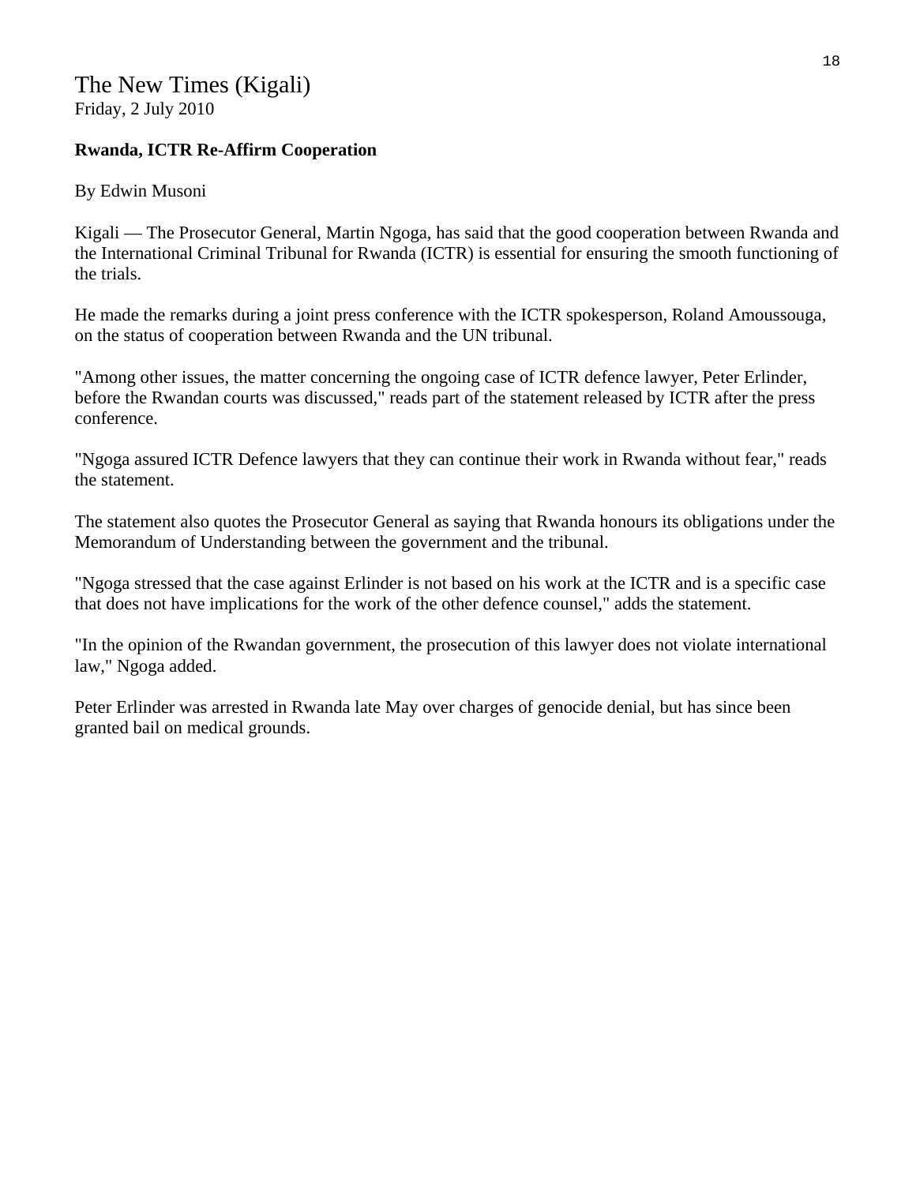The New Times (Kigali)
Friday, 2 July 2010

**Rwanda, ICTR Re-Affirm Cooperation**

By Edwin Musoni

Kigali — The Prosecutor General, Martin Ngoga, has said that the good cooperation between Rwanda and the International Criminal Tribunal for Rwanda (ICTR) is essential for ensuring the smooth functioning of the trials.

He made the remarks during a joint press conference with the ICTR spokesperson, Roland Amoussouga, on the status of cooperation between Rwanda and the UN tribunal.

"Among other issues, the matter concerning the ongoing case of ICTR defence lawyer, Peter Erlinder, before the Rwandan courts was discussed," reads part of the statement released by ICTR after the press conference.

"Ngoga assured ICTR Defence lawyers that they can continue their work in Rwanda without fear," reads the statement.

The statement also quotes the Prosecutor General as saying that Rwanda honours its obligations under the Memorandum of Understanding between the government and the tribunal.

"Ngoga stressed that the case against Erlinder is not based on his work at the ICTR and is a specific case that does not have implications for the work of the other defence counsel," adds the statement.

"In the opinion of the Rwandan government, the prosecution of this lawyer does not violate international law," Ngoga added.

Peter Erlinder was arrested in Rwanda late May over charges of genocide denial, but has since been granted bail on medical grounds.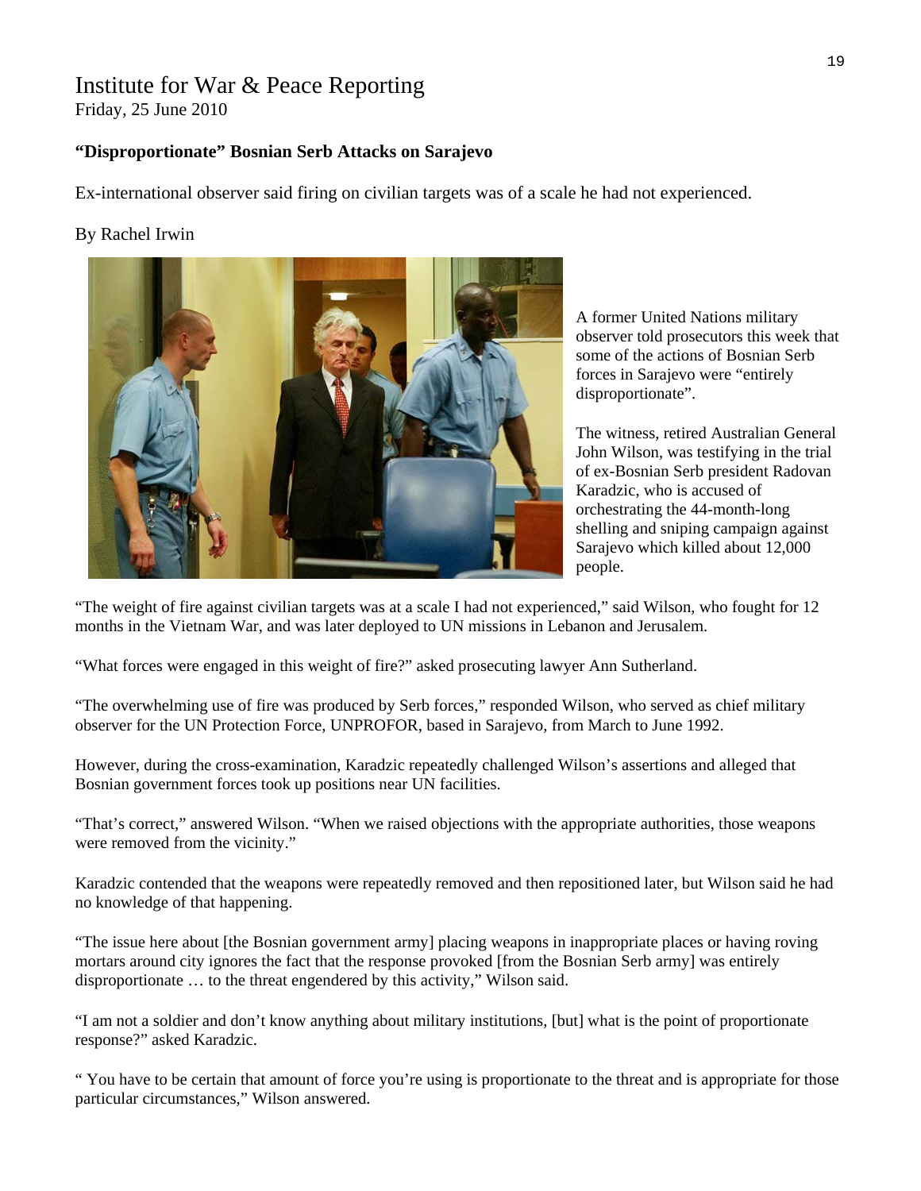# Institute for War & Peace Reporting

Friday, 25 June 2010

## "Disproportionate" Bosnian Serb Attacks on Sarajevo

Ex-international observer said firing on civilian targets was of a scale he had not experienced.

By Rachel Irwin

A former United Nations military observer told prosecutors this week that some of the actions of Bosnian Serb forces in Sarajevo were "entirely disproportionate".

The witness, retired Australian General John Wilson, was testifying in the trial of ex-Bosnian Serb president Radovan Karadzic, who is accused of orchestrating the 44-month-long shelling and sniping campaign against Sarajevo which killed about 12,000 people.

"The weight of fire against civilian targets was at a scale I had not experienced," said Wilson, who fought for 12 months in the Vietnam War, and was later deployed to UN missions in Lebanon and Jerusalem.

"What forces were engaged in this weight of fire?" asked prosecuting lawyer Ann Sutherland.

"The overwhelming use of fire was produced by Serb forces," responded Wilson, who served as chief military observer for the UN Protection Force, UNPROFOR, based in Sarajevo, from March to June 1992.

However, during the cross-examination, Karadzic repeatedly challenged Wilson's assertions and alleged that Bosnian government forces took up positions near UN facilities.

"That's correct," answered Wilson. "When we raised objections with the appropriate authorities, those weapons were removed from the vicinity."

Karadzic contended that the weapons were repeatedly removed and then repositioned later, but Wilson said he had no knowledge of that happening.

"The issue here about [the Bosnian government army] placing weapons in inappropriate places or having roving mortars around city ignores the fact that the response provoked [from the Bosnian Serb army] was entirely disproportionate … to the threat engendered by this activity," Wilson said.

"I am not a soldier and don't know anything about military institutions, [but] what is the point of proportionate response?" asked Karadzic.

" You have to be certain that amount of force you're using is proportionate to the threat and is appropriate for those particular circumstances," Wilson answered.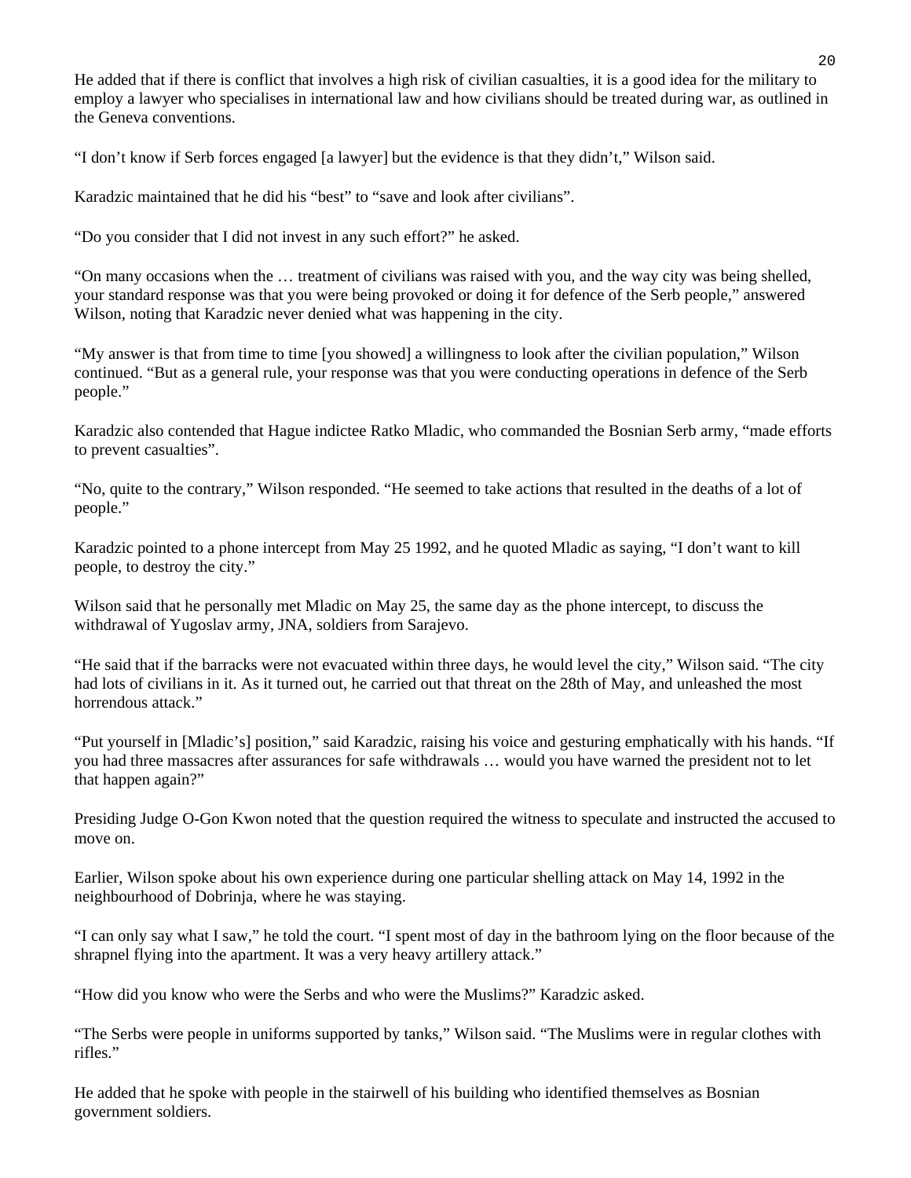He added that if there is conflict that involves a high risk of civilian casualties, it is a good idea for the military to employ a lawyer who specialises in international law and how civilians should be treated during war, as outlined in the Geneva conventions.

"I don't know if Serb forces engaged [a lawyer] but the evidence is that they didn't," Wilson said.

Karadzic maintained that he did his "best" to "save and look after civilians".

"Do you consider that I did not invest in any such effort?" he asked.

"On many occasions when the … treatment of civilians was raised with you, and the way city was being shelled, your standard response was that you were being provoked or doing it for defence of the Serb people," answered Wilson, noting that Karadzic never denied what was happening in the city.

"My answer is that from time to time [you showed] a willingness to look after the civilian population," Wilson continued. "But as a general rule, your response was that you were conducting operations in defence of the Serb people."

Karadzic also contended that Hague indictee Ratko Mladic, who commanded the Bosnian Serb army, "made efforts to prevent casualties".

"No, quite to the contrary," Wilson responded. "He seemed to take actions that resulted in the deaths of a lot of people."

Karadzic pointed to a phone intercept from May 25 1992, and he quoted Mladic as saying, "I don't want to kill people, to destroy the city."

Wilson said that he personally met Mladic on May 25, the same day as the phone intercept, to discuss the withdrawal of Yugoslav army, JNA, soldiers from Sarajevo.

"He said that if the barracks were not evacuated within three days, he would level the city," Wilson said. "The city had lots of civilians in it. As it turned out, he carried out that threat on the 28th of May, and unleashed the most horrendous attack."

"Put yourself in [Mladic's] position," said Karadzic, raising his voice and gesturing emphatically with his hands. "If you had three massacres after assurances for safe withdrawals … would you have warned the president not to let that happen again?"

Presiding Judge O-Gon Kwon noted that the question required the witness to speculate and instructed the accused to move on.

Earlier, Wilson spoke about his own experience during one particular shelling attack on May 14, 1992 in the neighbourhood of Dobrinja, where he was staying.

"I can only say what I saw," he told the court. "I spent most of day in the bathroom lying on the floor because of the shrapnel flying into the apartment. It was a very heavy artillery attack."

"How did you know who were the Serbs and who were the Muslims?" Karadzic asked.

"The Serbs were people in uniforms supported by tanks," Wilson said. "The Muslims were in regular clothes with rifles."

He added that he spoke with people in the stairwell of his building who identified themselves as Bosnian government soldiers.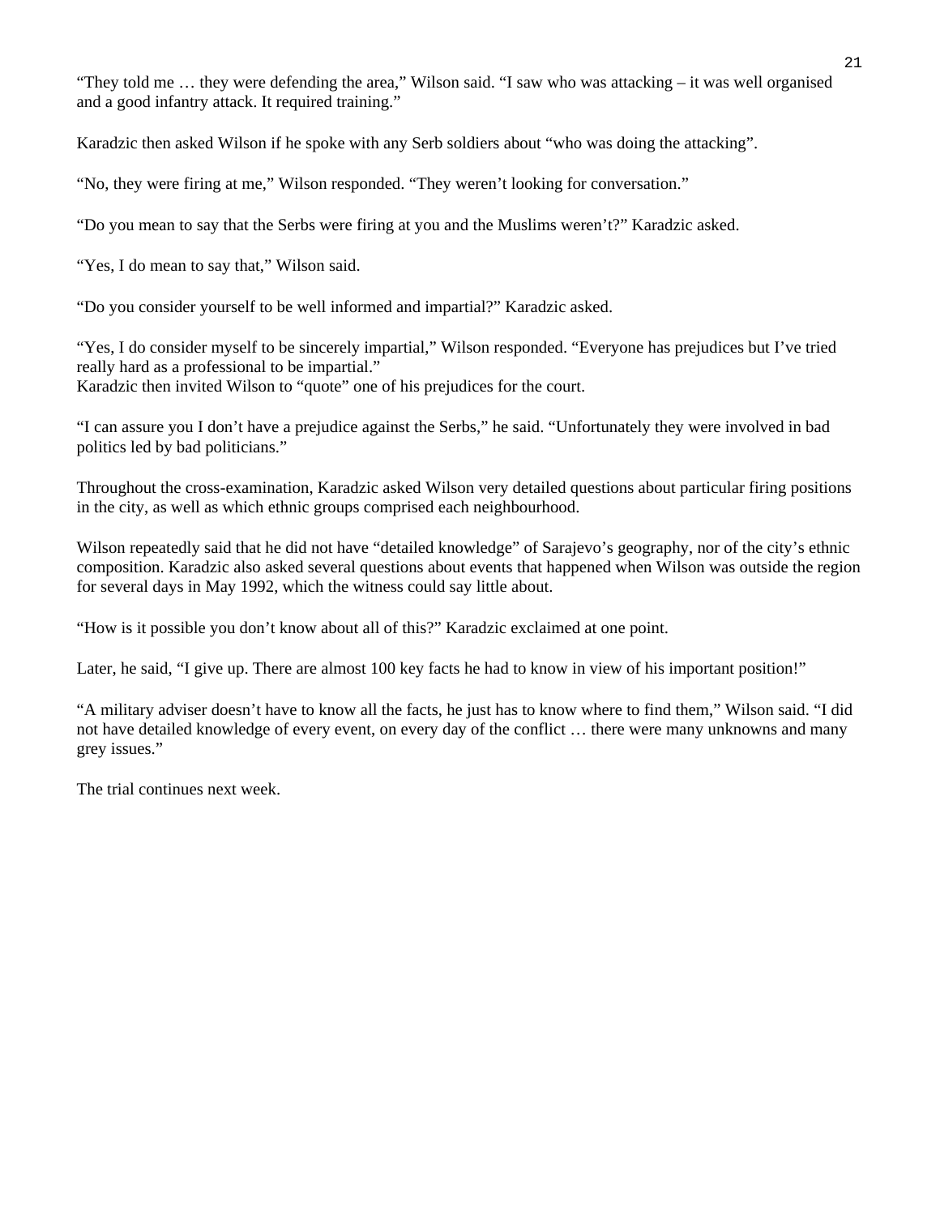"They told me … they were defending the area," Wilson said. "I saw who was attacking – it was well organised and a good infantry attack. It required training."

Karadzic then asked Wilson if he spoke with any Serb soldiers about "who was doing the attacking".

"No, they were firing at me," Wilson responded. "They weren't looking for conversation."

"Do you mean to say that the Serbs were firing at you and the Muslims weren't?" Karadzic asked.

"Yes, I do mean to say that," Wilson said.

"Do you consider yourself to be well informed and impartial?" Karadzic asked.

"Yes, I do consider myself to be sincerely impartial," Wilson responded. "Everyone has prejudices but I've tried really hard as a professional to be impartial."
Karadzic then invited Wilson to "quote" one of his prejudices for the court.

"I can assure you I don't have a prejudice against the Serbs," he said. "Unfortunately they were involved in bad politics led by bad politicians."

Throughout the cross-examination, Karadzic asked Wilson very detailed questions about particular firing positions in the city, as well as which ethnic groups comprised each neighbourhood.

Wilson repeatedly said that he did not have "detailed knowledge" of Sarajevo's geography, nor of the city's ethnic composition. Karadzic also asked several questions about events that happened when Wilson was outside the region for several days in May 1992, which the witness could say little about.

"How is it possible you don't know about all of this?" Karadzic exclaimed at one point.

Later, he said, "I give up. There are almost 100 key facts he had to know in view of his important position!"

"A military adviser doesn't have to know all the facts, he just has to know where to find them," Wilson said. "I did not have detailed knowledge of every event, on every day of the conflict … there were many unknowns and many grey issues."

The trial continues next week.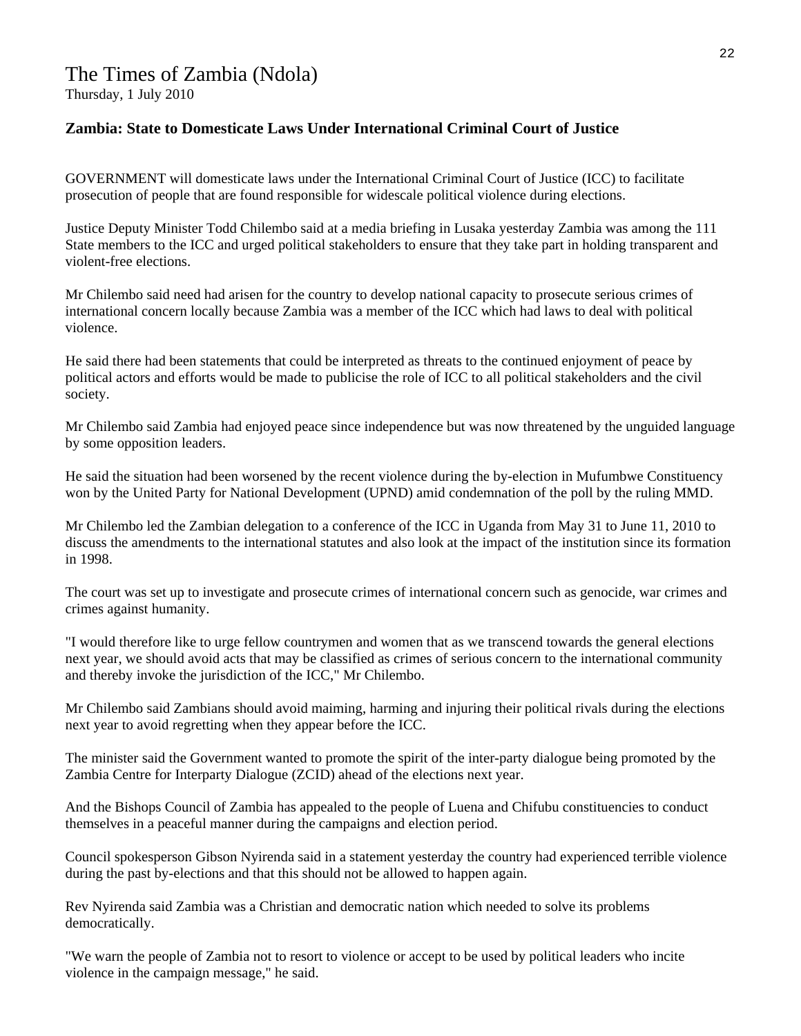# The Times of Zambia (Ndola)

Thursday, 1 July 2010

### Zambia: State to Domesticate Laws Under International Criminal Court of Justice

GOVERNMENT will domesticate laws under the International Criminal Court of Justice (ICC) to facilitate prosecution of people that are found responsible for widescale political violence during elections.

Justice Deputy Minister Todd Chilembo said at a media briefing in Lusaka yesterday Zambia was among the 111 State members to the ICC and urged political stakeholders to ensure that they take part in holding transparent and violent-free elections.

Mr Chilembo said need had arisen for the country to develop national capacity to prosecute serious crimes of international concern locally because Zambia was a member of the ICC which had laws to deal with political violence.

He said there had been statements that could be interpreted as threats to the continued enjoyment of peace by political actors and efforts would be made to publicise the role of ICC to all political stakeholders and the civil society.

Mr Chilembo said Zambia had enjoyed peace since independence but was now threatened by the unguided language by some opposition leaders.

He said the situation had been worsened by the recent violence during the by-election in Mufumbwe Constituency won by the United Party for National Development (UPND) amid condemnation of the poll by the ruling MMD.

Mr Chilembo led the Zambian delegation to a conference of the ICC in Uganda from May 31 to June 11, 2010 to discuss the amendments to the international statutes and also look at the impact of the institution since its formation in 1998.

The court was set up to investigate and prosecute crimes of international concern such as genocide, war crimes and crimes against humanity.

"I would therefore like to urge fellow countrymen and women that as we transcend towards the general elections next year, we should avoid acts that may be classified as crimes of serious concern to the international community and thereby invoke the jurisdiction of the ICC," Mr Chilembo.

Mr Chilembo said Zambians should avoid maiming, harming and injuring their political rivals during the elections next year to avoid regretting when they appear before the ICC.

The minister said the Government wanted to promote the spirit of the inter-party dialogue being promoted by the Zambia Centre for Interparty Dialogue (ZCID) ahead of the elections next year.

And the Bishops Council of Zambia has appealed to the people of Luena and Chifubu constituencies to conduct themselves in a peaceful manner during the campaigns and election period.

Council spokesperson Gibson Nyirenda said in a statement yesterday the country had experienced terrible violence during the past by-elections and that this should not be allowed to happen again.

Rev Nyirenda said Zambia was a Christian and democratic nation which needed to solve its problems democratically.

"We warn the people of Zambia not to resort to violence or accept to be used by political leaders who incite violence in the campaign message," he said.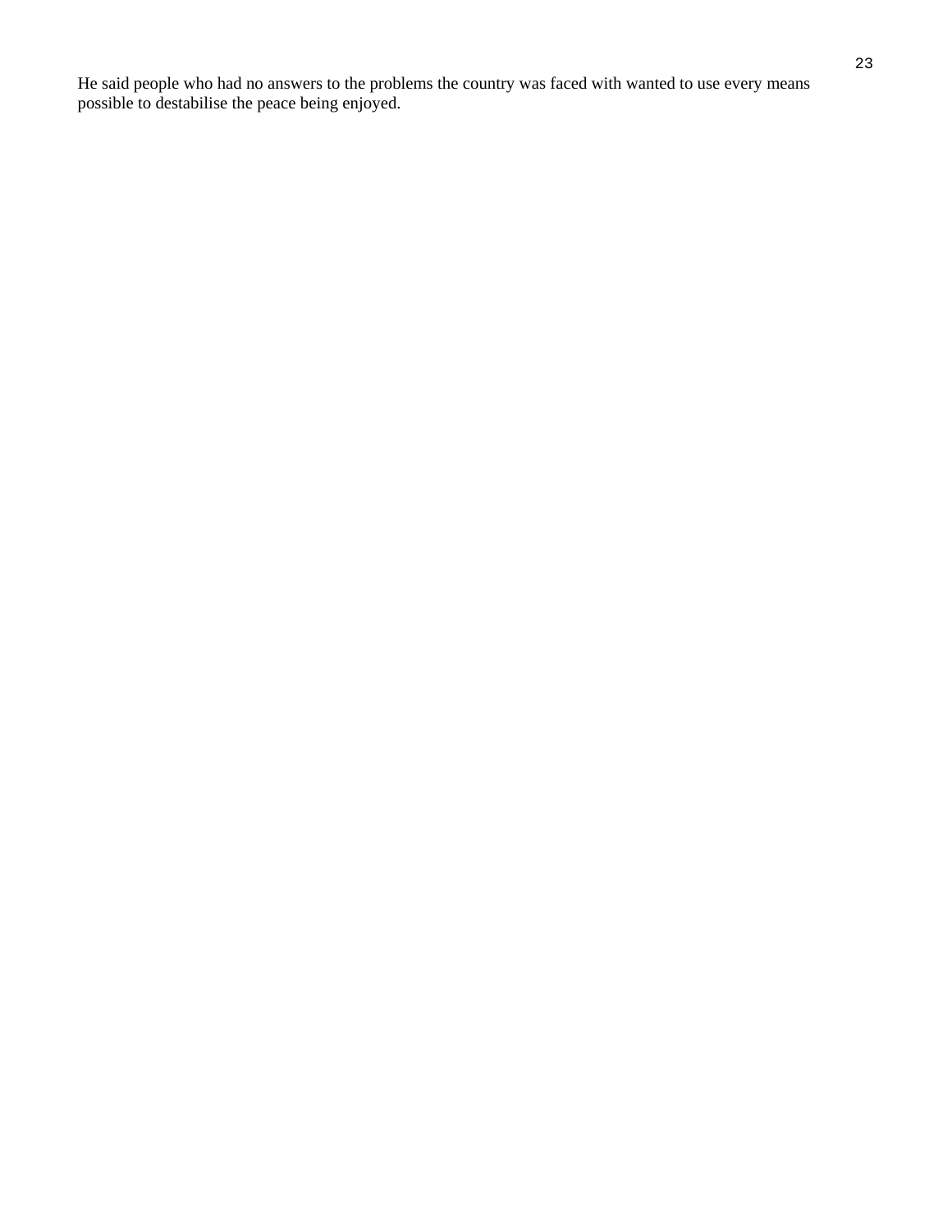He said people who had no answers to the problems the country was faced with wanted to use every means possible to destabilise the peace being enjoyed.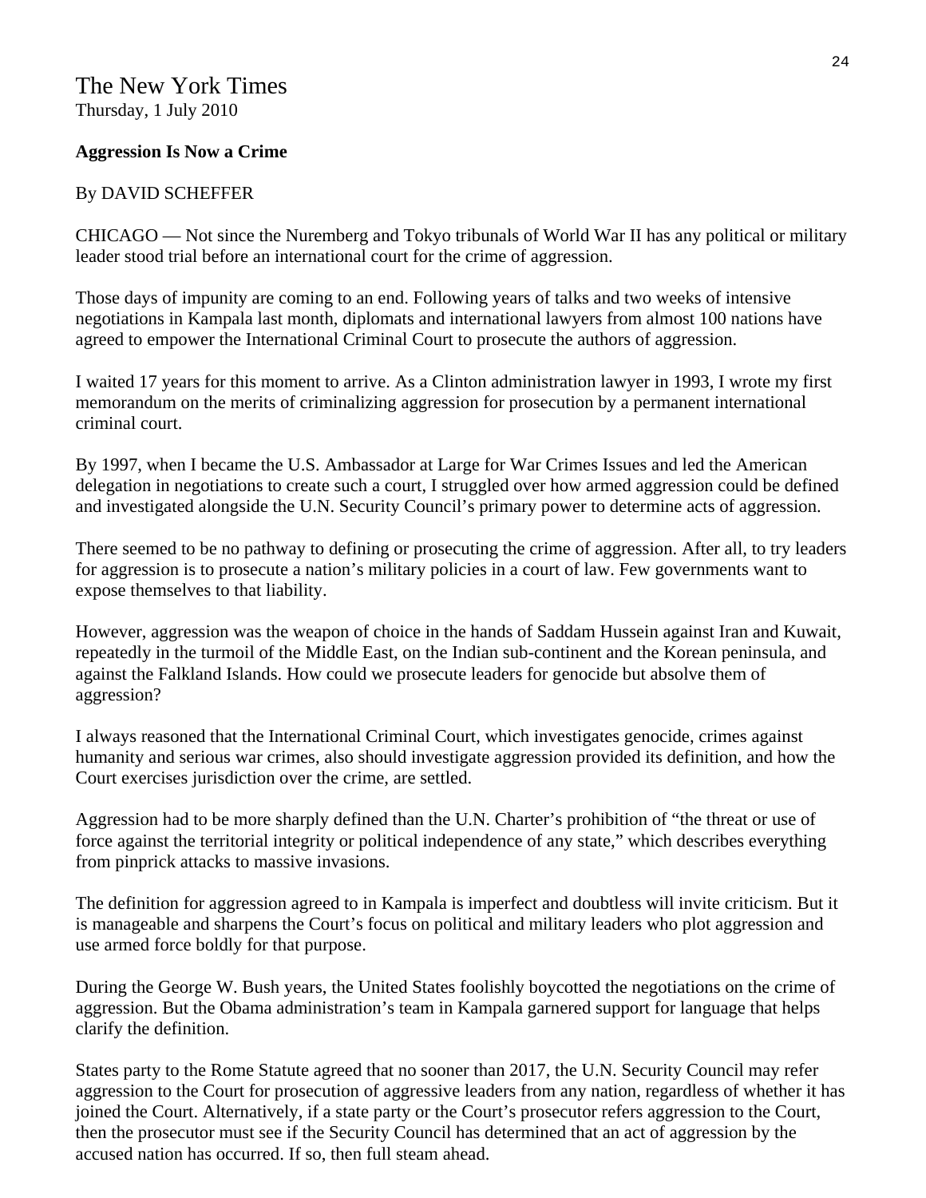The New York Times
Thursday, 1 July 2010

**Aggression Is Now a Crime**

By DAVID SCHEFFER

CHICAGO — Not since the Nuremberg and Tokyo tribunals of World War II has any political or military leader stood trial before an international court for the crime of aggression.

Those days of impunity are coming to an end. Following years of talks and two weeks of intensive negotiations in Kampala last month, diplomats and international lawyers from almost 100 nations have agreed to empower the International Criminal Court to prosecute the authors of aggression.

I waited 17 years for this moment to arrive. As a Clinton administration lawyer in 1993, I wrote my first memorandum on the merits of criminalizing aggression for prosecution by a permanent international criminal court.

By 1997, when I became the U.S. Ambassador at Large for War Crimes Issues and led the American delegation in negotiations to create such a court, I struggled over how armed aggression could be defined and investigated alongside the U.N. Security Council's primary power to determine acts of aggression.

There seemed to be no pathway to defining or prosecuting the crime of aggression. After all, to try leaders for aggression is to prosecute a nation's military policies in a court of law. Few governments want to expose themselves to that liability.

However, aggression was the weapon of choice in the hands of Saddam Hussein against Iran and Kuwait, repeatedly in the turmoil of the Middle East, on the Indian sub-continent and the Korean peninsula, and against the Falkland Islands. How could we prosecute leaders for genocide but absolve them of aggression?

I always reasoned that the International Criminal Court, which investigates genocide, crimes against humanity and serious war crimes, also should investigate aggression provided its definition, and how the Court exercises jurisdiction over the crime, are settled.

Aggression had to be more sharply defined than the U.N. Charter's prohibition of "the threat or use of force against the territorial integrity or political independence of any state," which describes everything from pinprick attacks to massive invasions.

The definition for aggression agreed to in Kampala is imperfect and doubtless will invite criticism. But it is manageable and sharpens the Court's focus on political and military leaders who plot aggression and use armed force boldly for that purpose.

During the George W. Bush years, the United States foolishly boycotted the negotiations on the crime of aggression. But the Obama administration's team in Kampala garnered support for language that helps clarify the definition.

States party to the Rome Statute agreed that no sooner than 2017, the U.N. Security Council may refer aggression to the Court for prosecution of aggressive leaders from any nation, regardless of whether it has joined the Court. Alternatively, if a state party or the Court's prosecutor refers aggression to the Court, then the prosecutor must see if the Security Council has determined that an act of aggression by the accused nation has occurred. If so, then full steam ahead.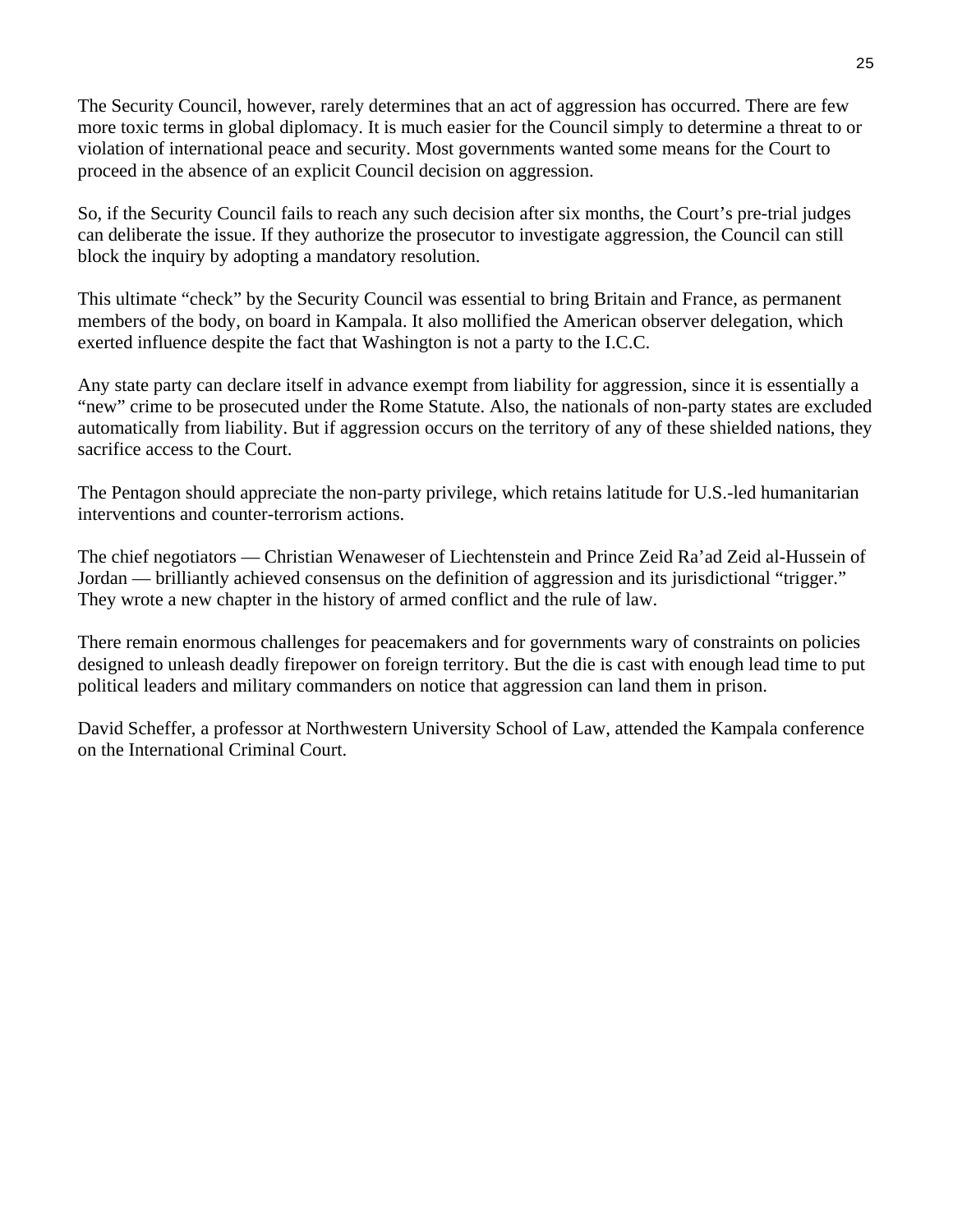The Security Council, however, rarely determines that an act of aggression has occurred. There are few more toxic terms in global diplomacy. It is much easier for the Council simply to determine a threat to or violation of international peace and security. Most governments wanted some means for the Court to proceed in the absence of an explicit Council decision on aggression.

So, if the Security Council fails to reach any such decision after six months, the Court's pre-trial judges can deliberate the issue. If they authorize the prosecutor to investigate aggression, the Council can still block the inquiry by adopting a mandatory resolution.

This ultimate "check" by the Security Council was essential to bring Britain and France, as permanent members of the body, on board in Kampala. It also mollified the American observer delegation, which exerted influence despite the fact that Washington is not a party to the I.C.C.

Any state party can declare itself in advance exempt from liability for aggression, since it is essentially a "new" crime to be prosecuted under the Rome Statute. Also, the nationals of non-party states are excluded automatically from liability. But if aggression occurs on the territory of any of these shielded nations, they sacrifice access to the Court.

The Pentagon should appreciate the non-party privilege, which retains latitude for U.S.-led humanitarian interventions and counter-terrorism actions.

The chief negotiators — Christian Wenaweser of Liechtenstein and Prince Zeid Ra'ad Zeid al-Hussein of Jordan — brilliantly achieved consensus on the definition of aggression and its jurisdictional "trigger." They wrote a new chapter in the history of armed conflict and the rule of law.

There remain enormous challenges for peacemakers and for governments wary of constraints on policies designed to unleash deadly firepower on foreign territory. But the die is cast with enough lead time to put political leaders and military commanders on notice that aggression can land them in prison.

David Scheffer, a professor at Northwestern University School of Law, attended the Kampala conference on the International Criminal Court.